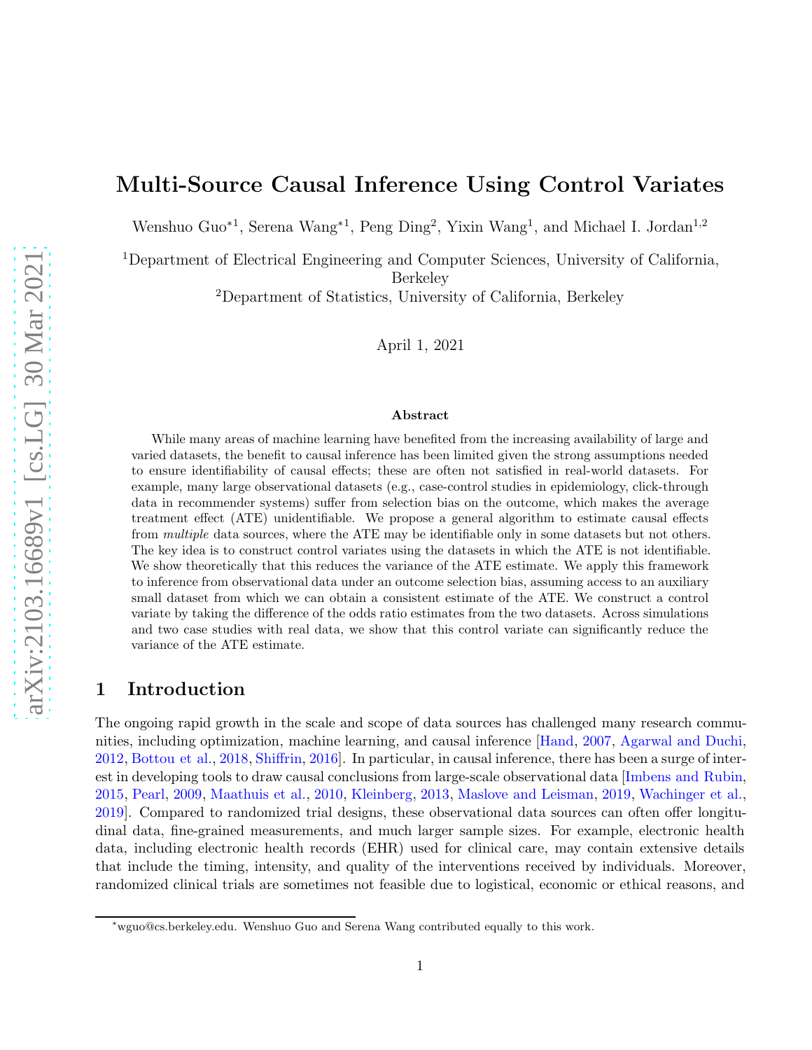# Multi-Source Causal Inference Using Control Variates

Wenshuo Guo*[1], Serena Wang*[1], Peng Ding[2], Yixin Wang[1], and Michael I. Jordan[1,2]

[1]Department of Electrical Engineering and Computer Sciences, University of California, Berkeley

[2]Department of Statistics, University of California, Berkeley

April 1, 2021

### Abstract

While many areas of machine learning have benefited from the increasing availability of large and varied datasets, the benefit to causal inference has been limited given the strong assumptions needed to ensure identifiability of causal effects; these are often not satisfied in real-world datasets. For example, many large observational datasets (e.g., case-control studies in epidemiology, click-through data in recommender systems) suffer from selection bias on the outcome, which makes the average treatment effect (ATE) unidentifiable. We propose a general algorithm to estimate causal effects from *multiple* data sources, where the ATE may be identifiable only in some datasets but not others. The key idea is to construct control variates using the datasets in which the ATE is not identifiable. We show theoretically that this reduces the variance of the ATE estimate. We apply this framework to inference from observational data under an outcome selection bias, assuming access to an auxiliary small dataset from which we can obtain a consistent estimate of the ATE. We construct a control variate by taking the difference of the odds ratio estimates from the two datasets. Across simulations and two case studies with real data, we show that this control variate can significantly reduce the variance of the ATE estimate.

## 1 Introduction

The ongoing rapid growth in the scale and scope of data sources has challenged many research communities, including optimization, machine learning, and causal inference [Hand, 2007, Agarwal and Duchi, 2012, Bottou et al., 2018, Shiffrin, 2016]. In particular, in causal inference, there has been a surge of interest in developing tools to draw causal conclusions from large-scale observational data [Imbens and Rubin, 2015, Pearl, 2009, Maathuis et al., 2010, Kleinberg, 2013, Maslove and Leisman, 2019, Wachinger et al., 2019]. Compared to randomized trial designs, these observational data sources can often offer longitudinal data, fine-grained measurements, and much larger sample sizes. For example, electronic health data, including electronic health records (EHR) used for clinical care, may contain extensive details that include the timing, intensity, and quality of the interventions received by individuals. Moreover, randomized clinical trials are sometimes not feasible due to logistical, economic or ethical reasons, and

*wguo@cs.berkeley.edu. Wenshuo Guo and Serena Wang contributed equally to this work.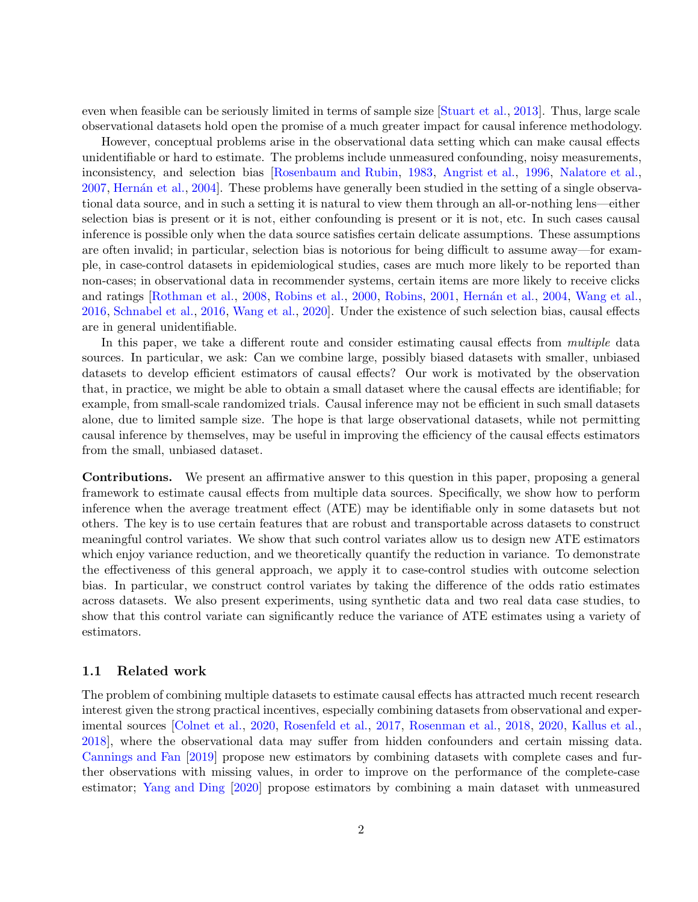even when feasible can be seriously limited in terms of sample size [Stuart et al., 2013]. Thus, large scale observational datasets hold open the promise of a much greater impact for causal inference methodology.

However, conceptual problems arise in the observational data setting which can make causal effects unidentifiable or hard to estimate. The problems include unmeasured confounding, noisy measurements, inconsistency, and selection bias [Rosenbaum and Rubin, 1983, Angrist et al., 1996, Nalatore et al., 2007, Hernán et al., 2004]. These problems have generally been studied in the setting of a single observational data source, and in such a setting it is natural to view them through an all-or-nothing lens—either selection bias is present or it is not, either confounding is present or it is not, etc. In such cases causal inference is possible only when the data source satisfies certain delicate assumptions. These assumptions are often invalid; in particular, selection bias is notorious for being difficult to assume away—for example, in case-control datasets in epidemiological studies, cases are much more likely to be reported than non-cases; in observational data in recommender systems, certain items are more likely to receive clicks and ratings [Rothman et al., 2008, Robins et al., 2000, Robins, 2001, Hernán et al., 2004, Wang et al., 2016, Schnabel et al., 2016, Wang et al., 2020]. Under the existence of such selection bias, causal effects are in general unidentifiable.

In this paper, we take a different route and consider estimating causal effects from *multiple* data sources. In particular, we ask: Can we combine large, possibly biased datasets with smaller, unbiased datasets to develop efficient estimators of causal effects? Our work is motivated by the observation that, in practice, we might be able to obtain a small dataset where the causal effects are identifiable; for example, from small-scale randomized trials. Causal inference may not be efficient in such small datasets alone, due to limited sample size. The hope is that large observational datasets, while not permitting causal inference by themselves, may be useful in improving the efficiency of the causal effects estimators from the small, unbiased dataset.

**Contributions.** We present an affirmative answer to this question in this paper, proposing a general framework to estimate causal effects from multiple data sources. Specifically, we show how to perform inference when the average treatment effect (ATE) may be identifiable only in some datasets but not others. The key is to use certain features that are robust and transportable across datasets to construct meaningful control variates. We show that such control variates allow us to design new ATE estimators which enjoy variance reduction, and we theoretically quantify the reduction in variance. To demonstrate the effectiveness of this general approach, we apply it to case-control studies with outcome selection bias. In particular, we construct control variates by taking the difference of the odds ratio estimates across datasets. We also present experiments, using synthetic data and two real data case studies, to show that this control variate can significantly reduce the variance of ATE estimates using a variety of estimators.

### 1.1 Related work

The problem of combining multiple datasets to estimate causal effects has attracted much recent research interest given the strong practical incentives, especially combining datasets from observational and experimental sources [Colnet et al., 2020, Rosenfeld et al., 2017, Rosenman et al., 2018, 2020, Kallus et al., 2018], where the observational data may suffer from hidden confounders and certain missing data. Cannings and Fan [2019] propose new estimators by combining datasets with complete cases and further observations with missing values, in order to improve on the performance of the complete-case estimator; Yang and Ding [2020] propose estimators by combining a main dataset with unmeasured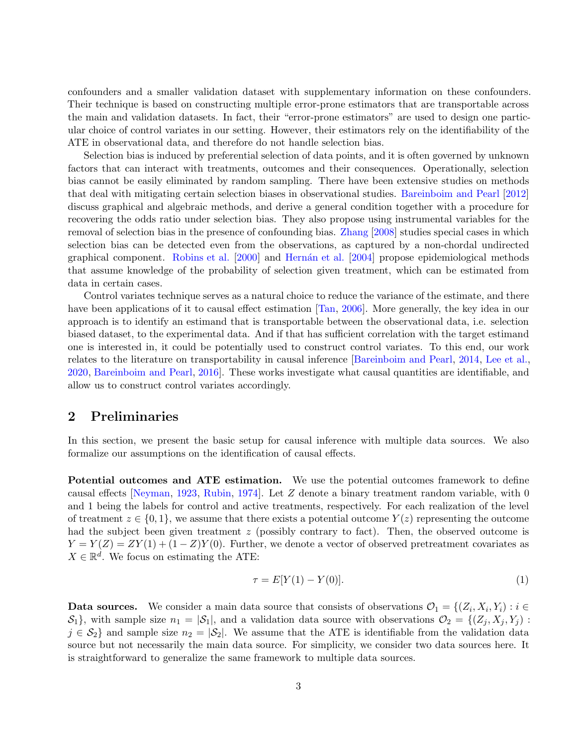confounders and a smaller validation dataset with supplementary information on these confounders. Their technique is based on constructing multiple error-prone estimators that are transportable across the main and validation datasets. In fact, their "error-prone estimators" are used to design one particular choice of control variates in our setting. However, their estimators rely on the identifiability of the ATE in observational data, and therefore do not handle selection bias.

Selection bias is induced by preferential selection of data points, and it is often governed by unknown factors that can interact with treatments, outcomes and their consequences. Operationally, selection bias cannot be easily eliminated by random sampling. There have been extensive studies on methods that deal with mitigating certain selection biases in observational studies. Bareinboim and Pearl [2012] discuss graphical and algebraic methods, and derive a general condition together with a procedure for recovering the odds ratio under selection bias. They also propose using instrumental variables for the removal of selection bias in the presence of confounding bias. Zhang [2008] studies special cases in which selection bias can be detected even from the observations, as captured by a non-chordal undirected graphical component. Robins et al. [2000] and Hernán et al. [2004] propose epidemiological methods that assume knowledge of the probability of selection given treatment, which can be estimated from data in certain cases.

Control variates technique serves as a natural choice to reduce the variance of the estimate, and there have been applications of it to causal effect estimation [Tan, 2006]. More generally, the key idea in our approach is to identify an estimand that is transportable between the observational data, i.e. selection biased dataset, to the experimental data. And if that has sufficient correlation with the target estimand one is interested in, it could be potentially used to construct control variates. To this end, our work relates to the literature on transportability in causal inference [Bareinboim and Pearl, 2014, Lee et al., 2020, Bareinboim and Pearl, 2016]. These works investigate what causal quantities are identifiable, and allow us to construct control variates accordingly.

## 2 Preliminaries

In this section, we present the basic setup for causal inference with multiple data sources. We also formalize our assumptions on the identification of causal effects.

**Potential outcomes and ATE estimation.** We use the potential outcomes framework to define causal effects [Neyman, 1923, Rubin, 1974]. Let $Z$ denote a binary treatment random variable, with 0 and 1 being the labels for control and active treatments, respectively. For each realization of the level of treatment $z \in \{0, 1\}$, we assume that there exists a potential outcome $Y(z)$ representing the outcome had the subject been given treatment $z$ (possibly contrary to fact). Then, the observed outcome is $Y = Y(Z) = ZY(1) + (1 - Z)Y(0)$. Further, we denote a vector of observed pretreatment covariates as $X \in \mathbb{R}^d$. We focus on estimating the ATE:

$$\tau = E[Y(1) - Y(0)]. \tag{1}$$

**Data sources.** We consider a main data source that consists of observations $\mathcal{O}_1 = \{(Z_i, X_i, Y_i) : i \in \mathcal{S}_1\}$, with sample size $n_1 = |\mathcal{S}_1|$, and a validation data source with observations $\mathcal{O}_2 = \{(Z_j, X_j, Y_j) : j \in \mathcal{S}_2\}$ and sample size $n_2 = |\mathcal{S}_2|$. We assume that the ATE is identifiable from the validation data source but not necessarily the main data source. For simplicity, we consider two data sources here. It is straightforward to generalize the same framework to multiple data sources.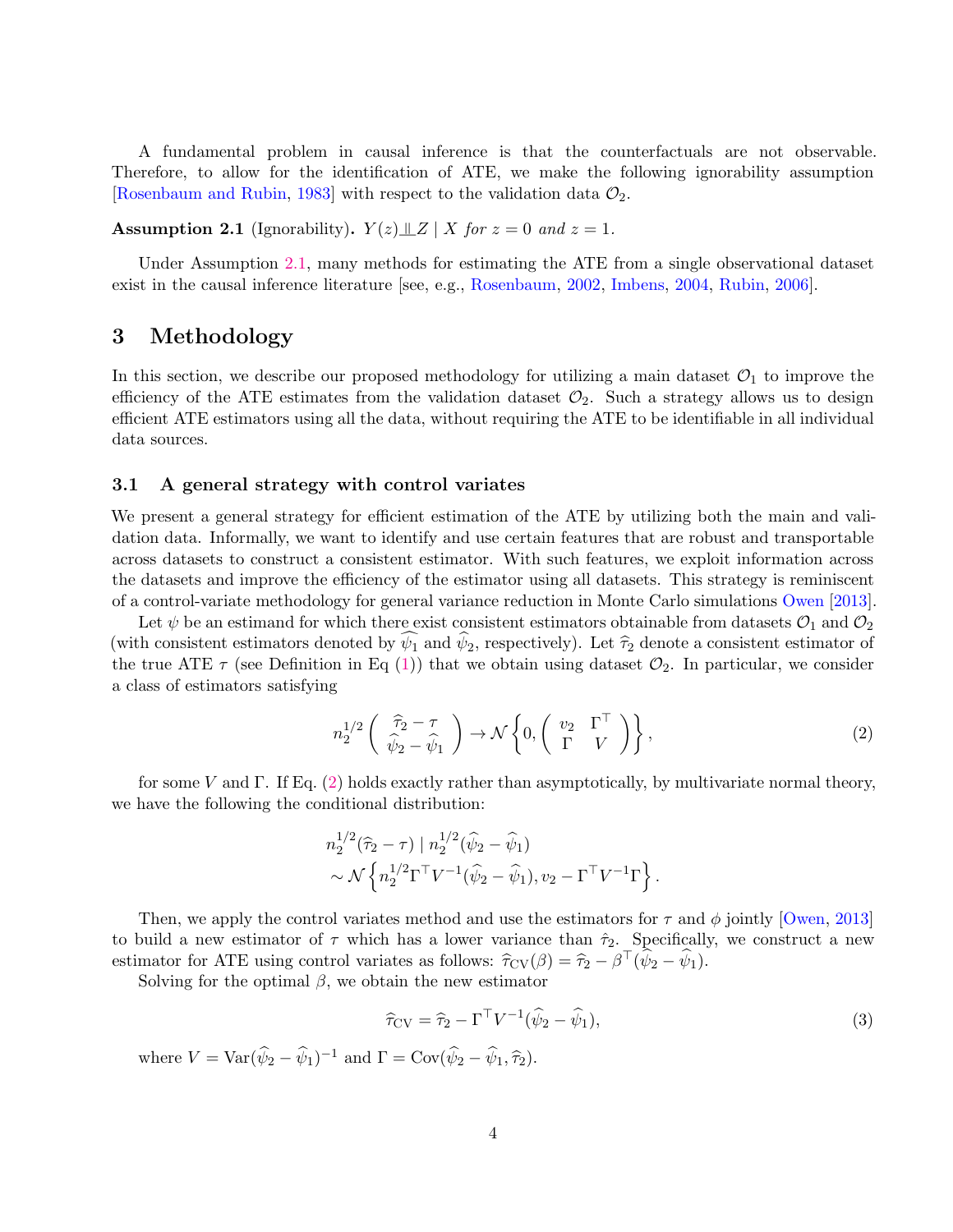A fundamental problem in causal inference is that the counterfactuals are not observable. Therefore, to allow for the identification of ATE, we make the following ignorability assumption [Rosenbaum and Rubin, 1983] with respect to the validation data $\mathcal{O}_2$.

**Assumption 2.1** (Ignorability)**.** *$Y(z) \perp\!\!\!\perp Z \mid X$ for $z = 0$ and $z = 1$.*

Under Assumption 2.1, many methods for estimating the ATE from a single observational dataset exist in the causal inference literature [see, e.g., Rosenbaum, 2002, Imbens, 2004, Rubin, 2006].

# 3 Methodology

In this section, we describe our proposed methodology for utilizing a main dataset $\mathcal{O}_1$ to improve the efficiency of the ATE estimates from the validation dataset $\mathcal{O}_2$. Such a strategy allows us to design efficient ATE estimators using all the data, without requiring the ATE to be identifiable in all individual data sources.

## 3.1 A general strategy with control variates

We present a general strategy for efficient estimation of the ATE by utilizing both the main and validation data. Informally, we want to identify and use certain features that are robust and transportable across datasets to construct a consistent estimator. With such features, we exploit information across the datasets and improve the efficiency of the estimator using all datasets. This strategy is reminiscent of a control-variate methodology for general variance reduction in Monte Carlo simulations Owen [2013].

Let $\psi$ be an estimand for which there exist consistent estimators obtainable from datasets $\mathcal{O}_1$ and $\mathcal{O}_2$ (with consistent estimators denoted by $\widehat{\psi}_1$ and $\widehat{\psi}_2$, respectively). Let $\widehat{\tau}_2$ denote a consistent estimator of the true ATE $\tau$ (see Definition in Eq (1)) that we obtain using dataset $\mathcal{O}_2$. In particular, we consider a class of estimators satisfying

$$
n_2^{1/2} \begin{pmatrix} \widehat{\tau}_2 - \tau \\ \widehat{\psi}_2 - \widehat{\psi}_1 \end{pmatrix} \to \mathcal{N}\left\{0, \begin{pmatrix} v_2 & \Gamma^\top \\ \Gamma & V \end{pmatrix}\right\}, \tag{2}
$$

for some $V$ and $\Gamma$. If Eq. (2) holds exactly rather than asymptotically, by multivariate normal theory, we have the following the conditional distribution:

$$
\begin{aligned}
& n_2^{1/2}(\widehat{\tau}_2 - \tau) \mid n_2^{1/2}(\widehat{\psi}_2 - \widehat{\psi}_1) \\
& \sim \mathcal{N}\left\{ n_2^{1/2}\Gamma^\top V^{-1}(\widehat{\psi}_2 - \widehat{\psi}_1), v_2 - \Gamma^\top V^{-1}\Gamma \right\}.
\end{aligned}
$$

Then, we apply the control variates method and use the estimators for $\tau$ and $\phi$ jointly [Owen, 2013] to build a new estimator of $\tau$ which has a lower variance than $\hat{\tau}_2$. Specifically, we construct a new estimator for ATE using control variates as follows: $\widehat{\tau}_{\mathrm{CV}}(\beta) = \widehat{\tau}_2 - \beta^\top(\widehat{\psi}_2 - \widehat{\psi}_1)$.

Solving for the optimal $\beta$, we obtain the new estimator

$$
\widehat{\tau}_{\mathrm{CV}} = \widehat{\tau}_2 - \Gamma^\top V^{-1}(\widehat{\psi}_2 - \widehat{\psi}_1), \tag{3}
$$

where $V = \mathrm{Var}(\widehat{\psi}_2 - \widehat{\psi}_1)^{-1}$ and $\Gamma = \mathrm{Cov}(\widehat{\psi}_2 - \widehat{\psi}_1, \widehat{\tau}_2)$.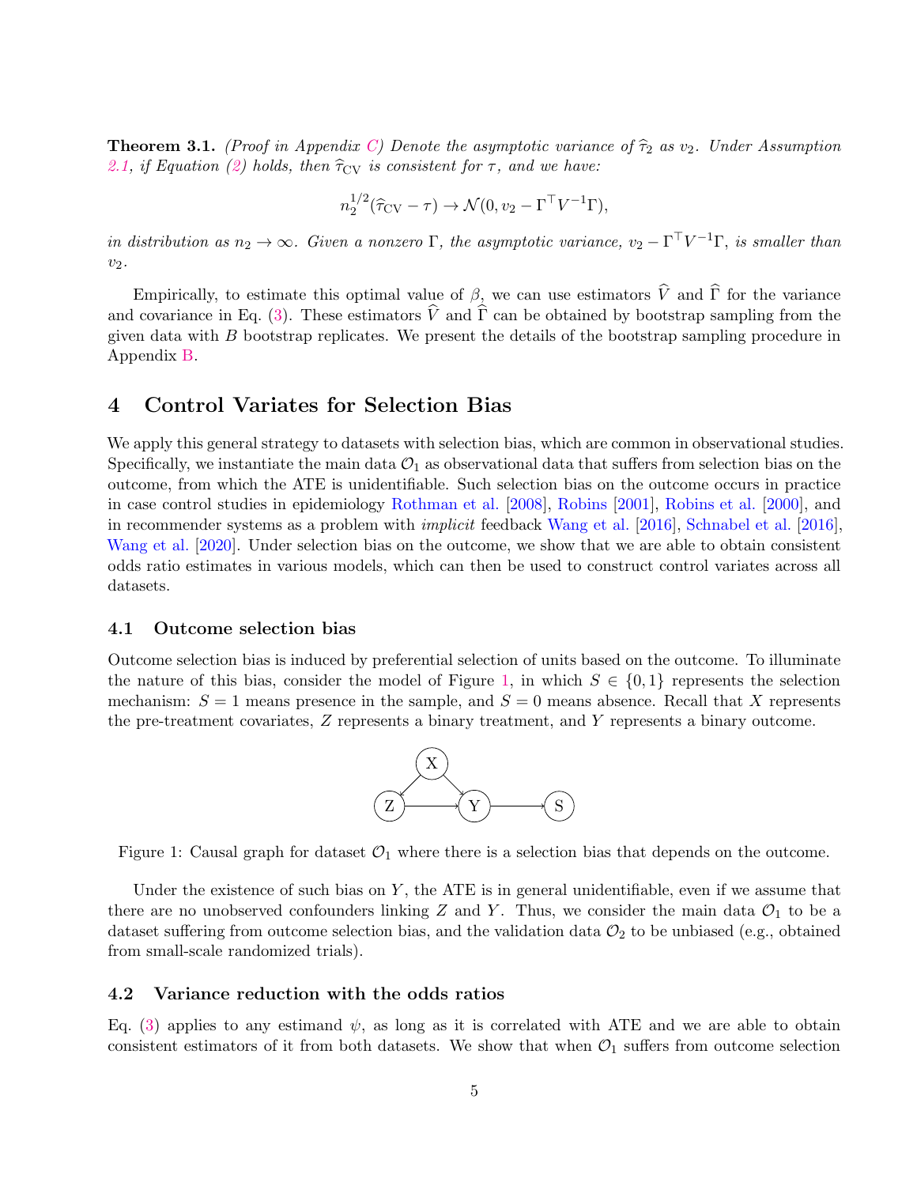**Theorem 3.1.** *(Proof in Appendix C) Denote the asymptotic variance of $\widehat{\tau}_2$ as $v_2$. Under Assumption 2.1, if Equation (2) holds, then $\widehat{\tau}_{\text{CV}}$ is consistent for $\tau$, and we have:*

$$n_2^{1/2}(\widehat{\tau}_{\text{CV}} - \tau) \to \mathcal{N}(0, v_2 - \Gamma^\top V^{-1}\Gamma),$$

*in distribution as $n_2 \to \infty$. Given a nonzero $\Gamma$, the asymptotic variance, $v_2 - \Gamma^\top V^{-1}\Gamma$, is smaller than $v_2$.*

Empirically, to estimate this optimal value of $\beta$, we can use estimators $\widehat{V}$ and $\widehat{\Gamma}$ for the variance and covariance in Eq. (3). These estimators $\widehat{V}$ and $\widehat{\Gamma}$ can be obtained by bootstrap sampling from the given data with $B$ bootstrap replicates. We present the details of the bootstrap sampling procedure in Appendix B.

# 4 Control Variates for Selection Bias

We apply this general strategy to datasets with selection bias, which are common in observational studies. Specifically, we instantiate the main data $\mathcal{O}_1$ as observational data that suffers from selection bias on the outcome, from which the ATE is unidentifiable. Such selection bias on the outcome occurs in practice in case control studies in epidemiology Rothman et al. [2008], Robins [2001], Robins et al. [2000], and in recommender systems as a problem with *implicit* feedback Wang et al. [2016], Schnabel et al. [2016], Wang et al. [2020]. Under selection bias on the outcome, we show that we are able to obtain consistent odds ratio estimates in various models, which can then be used to construct control variates across all datasets.

## 4.1 Outcome selection bias

Outcome selection bias is induced by preferential selection of units based on the outcome. To illuminate the nature of this bias, consider the model of Figure 1, in which $S \in \{0, 1\}$ represents the selection mechanism: $S = 1$ means presence in the sample, and $S = 0$ means absence. Recall that $X$ represents the pre-treatment covariates, $Z$ represents a binary treatment, and $Y$ represents a binary outcome.

Figure 1: Causal graph for dataset $\mathcal{O}_1$ where there is a selection bias that depends on the outcome.

Under the existence of such bias on $Y$, the ATE is in general unidentifiable, even if we assume that there are no unobserved confounders linking $Z$ and $Y$. Thus, we consider the main data $\mathcal{O}_1$ to be a dataset suffering from outcome selection bias, and the validation data $\mathcal{O}_2$ to be unbiased (e.g., obtained from small-scale randomized trials).

## 4.2 Variance reduction with the odds ratios

Eq. (3) applies to any estimand $\psi$, as long as it is correlated with ATE and we are able to obtain consistent estimators of it from both datasets. We show that when $\mathcal{O}_1$ suffers from outcome selection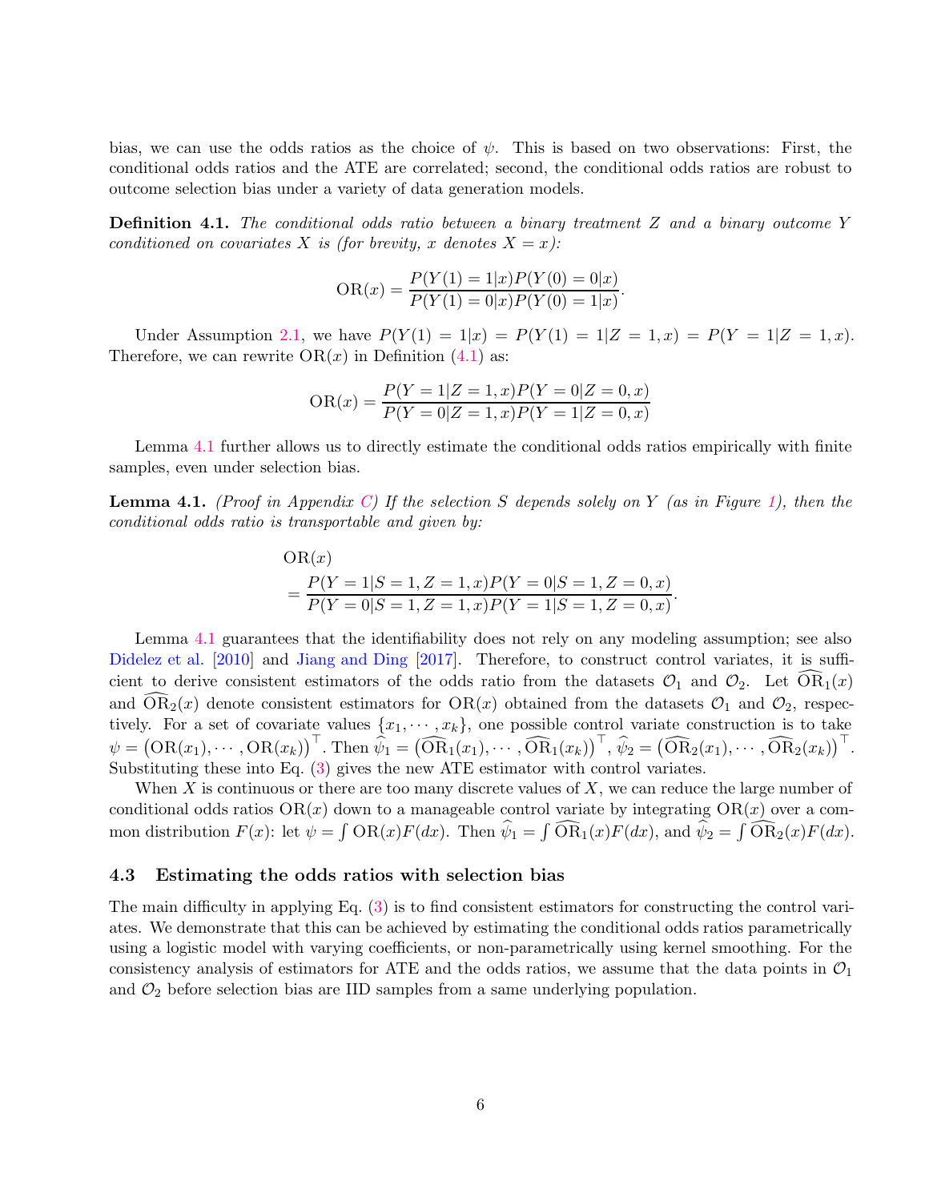bias, we can use the odds ratios as the choice of $\psi$. This is based on two observations: First, the conditional odds ratios and the ATE are correlated; second, the conditional odds ratios are robust to outcome selection bias under a variety of data generation models.

**Definition 4.1.** *The conditional odds ratio between a binary treatment $Z$ and a binary outcome $Y$ conditioned on covariates $X$ is (for brevity, $x$ denotes $X = x$):*

$$\mathrm{OR}(x) = \frac{P(Y(1) = 1|x)P(Y(0) = 0|x)}{P(Y(1) = 0|x)P(Y(0) = 1|x)}.$$

Under Assumption 2.1, we have $P(Y(1) = 1|x) = P(Y(1) = 1|Z = 1, x) = P(Y = 1|Z = 1, x)$. Therefore, we can rewrite $\mathrm{OR}(x)$ in Definition (4.1) as:

$$\mathrm{OR}(x) = \frac{P(Y = 1|Z = 1, x)P(Y = 0|Z = 0, x)}{P(Y = 0|Z = 1, x)P(Y = 1|Z = 0, x)}$$

Lemma 4.1 further allows us to directly estimate the conditional odds ratios empirically with finite samples, even under selection bias.

**Lemma 4.1.** *(Proof in Appendix C) If the selection $S$ depends solely on $Y$ (as in Figure 1), then the conditional odds ratio is transportable and given by:*

$$\begin{aligned}
&\mathrm{OR}(x) \\
&= \frac{P(Y = 1|S = 1, Z = 1, x)P(Y = 0|S = 1, Z = 0, x)}{P(Y = 0|S = 1, Z = 1, x)P(Y = 1|S = 1, Z = 0, x)}.
\end{aligned}$$

Lemma 4.1 guarantees that the identifiability does not rely on any modeling assumption; see also Didelez et al. [2010] and Jiang and Ding [2017]. Therefore, to construct control variates, it is sufficient to derive consistent estimators of the odds ratio from the datasets $\mathcal{O}_1$ and $\mathcal{O}_2$. Let $\widehat{\mathrm{OR}}_1(x)$ and $\widehat{\mathrm{OR}}_2(x)$ denote consistent estimators for $\mathrm{OR}(x)$ obtained from the datasets $\mathcal{O}_1$ and $\mathcal{O}_2$, respectively. For a set of covariate values $\{x_1, \cdots, x_k\}$, one possible control variate construction is to take $\psi = \left(\mathrm{OR}(x_1), \cdots, \mathrm{OR}(x_k)\right)^\top$. Then $\widehat{\psi}_1 = \left(\widehat{\mathrm{OR}}_1(x_1), \cdots, \widehat{\mathrm{OR}}_1(x_k)\right)^\top$, $\widehat{\psi}_2 = \left(\widehat{\mathrm{OR}}_2(x_1), \cdots, \widehat{\mathrm{OR}}_2(x_k)\right)^\top$. Substituting these into Eq. (3) gives the new ATE estimator with control variates.

When $X$ is continuous or there are too many discrete values of $X$, we can reduce the large number of conditional odds ratios $\mathrm{OR}(x)$ down to a manageable control variate by integrating $\mathrm{OR}(x)$ over a common distribution $F(x)$: let $\psi = \int \mathrm{OR}(x)F(dx)$. Then $\widehat{\psi}_1 = \int \widehat{\mathrm{OR}}_1(x)F(dx)$, and $\widehat{\psi}_2 = \int \widehat{\mathrm{OR}}_2(x)F(dx)$.

### 4.3 Estimating the odds ratios with selection bias

The main difficulty in applying Eq. (3) is to find consistent estimators for constructing the control variates. We demonstrate that this can be achieved by estimating the conditional odds ratios parametrically using a logistic model with varying coefficients, or non-parametrically using kernel smoothing. For the consistency analysis of estimators for ATE and the odds ratios, we assume that the data points in $\mathcal{O}_1$ and $\mathcal{O}_2$ before selection bias are IID samples from a same underlying population.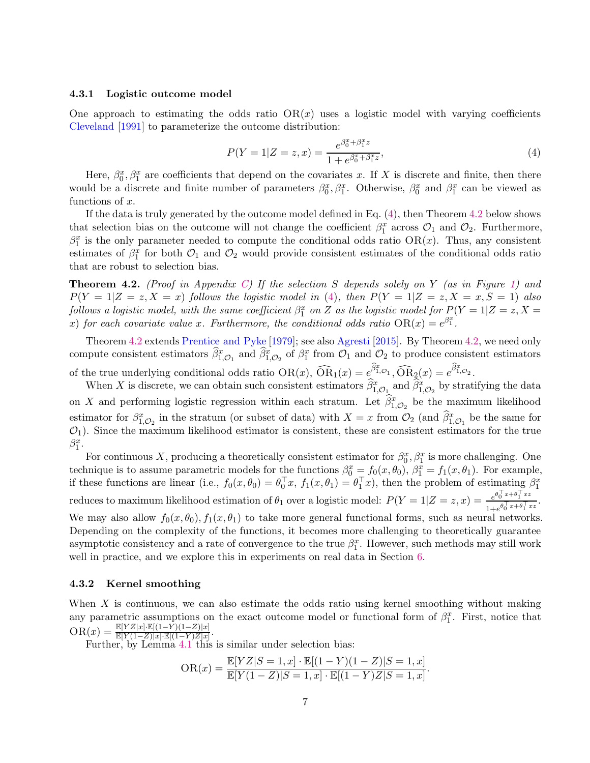### 4.3.1 Logistic outcome model

One approach to estimating the odds ratio $\mathrm{OR}(x)$ uses a logistic model with varying coefficients Cleveland [1991] to parameterize the outcome distribution:

$$P(Y=1|Z=z,x) = \frac{e^{\beta_0^x + \beta_1^x z}}{1+e^{\beta_0^x + \beta_1^x z}}, \tag{4}$$

Here, $\beta_0^x, \beta_1^x$ are coefficients that depend on the covariates $x$. If $X$ is discrete and finite, then there would be a discrete and finite number of parameters $\beta_0^x, \beta_1^x$. Otherwise, $\beta_0^x$ and $\beta_1^x$ can be viewed as functions of $x$.

If the data is truly generated by the outcome model defined in Eq. (4), then Theorem 4.2 below shows that selection bias on the outcome will not change the coefficient $\beta_1^x$ across $\mathcal{O}_1$ and $\mathcal{O}_2$. Furthermore, $\beta_1^x$ is the only parameter needed to compute the conditional odds ratio $\mathrm{OR}(x)$. Thus, any consistent estimates of $\beta_1^x$ for both $\mathcal{O}_1$ and $\mathcal{O}_2$ would provide consistent estimates of the conditional odds ratio that are robust to selection bias.

**Theorem 4.2.** *(Proof in Appendix C) If the selection $S$ depends solely on $Y$ (as in Figure 1) and $P(Y=1|Z=z,X=x)$ follows the logistic model in (4), then $P(Y=1|Z=z,X=x,S=1)$ also follows a logistic model, with the same coefficient $\beta_1^x$ on $Z$ as the logistic model for $P(Y=1|Z=z,X=x)$ for each covariate value $x$. Furthermore, the conditional odds ratio $\mathrm{OR}(x)=e^{\beta_1^x}$.*

Theorem 4.2 extends Prentice and Pyke [1979]; see also Agresti [2015]. By Theorem 4.2, we need only compute consistent estimators $\widehat{\beta}_{1,\mathcal{O}_1}^x$ and $\widehat{\beta}_{1,\mathcal{O}_2}^x$ of $\beta_1^x$ from $\mathcal{O}_1$ and $\mathcal{O}_2$ to produce consistent estimators of the true underlying conditional odds ratio $\mathrm{OR}(x)$, $\widehat{\mathrm{OR}}_1(x) = e^{\widehat{\beta}_{1,\mathcal{O}_1}^x}, \widehat{\mathrm{OR}}_2(x) = e^{\widehat{\beta}_{1,\mathcal{O}_2}^x}$.

When $X$ is discrete, we can obtain such consistent estimators $\widehat{\beta}_{1,\mathcal{O}_1}^x$ and $\widehat{\beta}_{1,\mathcal{O}_2}^x$ by stratifying the data on $X$ and performing logistic regression within each stratum. Let $\widehat{\beta}_{1,\mathcal{O}_2}^x$ be the maximum likelihood estimator for $\beta_{1,\mathcal{O}_2}^x$ in the stratum (or subset of data) with $X=x$ from $\mathcal{O}_2$ (and $\widehat{\beta}_{1,\mathcal{O}_1}^x$ be the same for $\mathcal{O}_1$). Since the maximum likelihood estimator is consistent, these are consistent estimators for the true $\beta_1^x$.

For continuous $X$, producing a theoretically consistent estimator for $\beta_0^x, \beta_1^x$ is more challenging. One technique is to assume parametric models for the functions $\beta_0^x = f_0(x,\theta_0)$, $\beta_1^x = f_1(x,\theta_1)$. For example, if these functions are linear (i.e., $f_0(x,\theta_0) = \theta_0^\top x$, $f_1(x,\theta_1) = \theta_1^\top x$), then the problem of estimating $\beta_1^x$ reduces to maximum likelihood estimation of $\theta_1$ over a logistic model: $P(Y=1|Z=z,x) = \frac{e^{\theta_0^\top x + \theta_1^\top xz}}{1+e^{\theta_0^\top x + \theta_1^\top xz}}$. We may also allow $f_0(x,\theta_0), f_1(x,\theta_1)$ to take more general functional forms, such as neural networks. Depending on the complexity of the functions, it becomes more challenging to theoretically guarantee asymptotic consistency and a rate of convergence to the true $\beta_1^x$. However, such methods may still work well in practice, and we explore this in experiments on real data in Section 6.

### 4.3.2 Kernel smoothing

When $X$ is continuous, we can also estimate the odds ratio using kernel smoothing without making any parametric assumptions on the exact outcome model or functional form of $\beta_1^x$. First, notice that $\mathrm{OR}(x) = \frac{\mathbb{E}[YZ|x]\cdot\mathbb{E}[(1-Y)(1-Z)|x]}{\mathbb{E}[Y(1-Z)|x]\cdot\mathbb{E}[(1-Y)Z|x]}$.

Further, by Lemma 4.1 this is similar under selection bias:

$$\mathrm{OR}(x) = \frac{\mathbb{E}[YZ|S=1,x]\cdot\mathbb{E}[(1-Y)(1-Z)|S=1,x]}{\mathbb{E}[Y(1-Z)|S=1,x]\cdot\mathbb{E}[(1-Y)Z|S=1,x]}.$$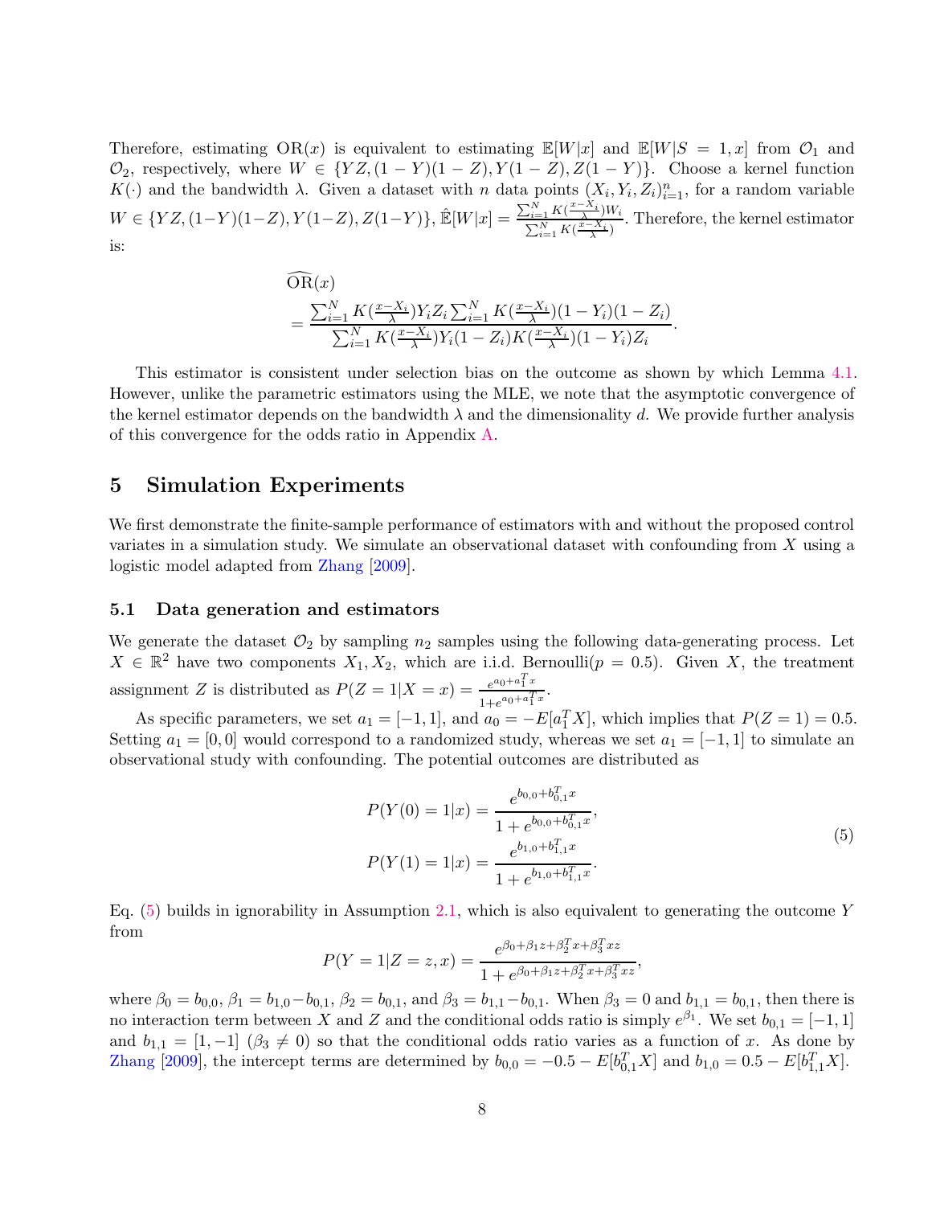Therefore, estimating $\mathrm{OR}(x)$ is equivalent to estimating $\mathbb{E}[W|x]$ and $\mathbb{E}[W|S=1,x]$ from $\mathcal{O}_1$ and $\mathcal{O}_2$, respectively, where $W \in \{YZ, (1-Y)(1-Z), Y(1-Z), Z(1-Y)\}$. Choose a kernel function $K(\cdot)$ and the bandwidth $\lambda$. Given a dataset with $n$ data points $(X_i, Y_i, Z_i)_{i=1}^n$, for a random variable $W \in \{YZ, (1-Y)(1-Z), Y(1-Z), Z(1-Y)\}$, $\hat{\mathbb{E}}[W|x] = \frac{\sum_{i=1}^N K(\frac{x-X_i}{\lambda})W_i}{\sum_{i=1}^N K(\frac{x-X_i}{\lambda})}$. Therefore, the kernel estimator is:

$$
\begin{aligned}
&\widehat{\mathrm{OR}}(x) \\
&= \frac{\sum_{i=1}^N K(\frac{x-X_i}{\lambda})Y_i Z_i \sum_{i=1}^N K(\frac{x-X_i}{\lambda})(1-Y_i)(1-Z_i)}{\sum_{i=1}^N K(\frac{x-X_i}{\lambda})Y_i(1-Z_i)K(\frac{x-X_i}{\lambda})(1-Y_i)Z_i}.
\end{aligned}
$$

This estimator is consistent under selection bias on the outcome as shown by which Lemma 4.1. However, unlike the parametric estimators using the MLE, we note that the asymptotic convergence of the kernel estimator depends on the bandwidth $\lambda$ and the dimensionality $d$. We provide further analysis of this convergence for the odds ratio in Appendix A.

# 5 Simulation Experiments

We first demonstrate the finite-sample performance of estimators with and without the proposed control variates in a simulation study. We simulate an observational dataset with confounding from $X$ using a logistic model adapted from Zhang [2009].

## 5.1 Data generation and estimators

We generate the dataset $\mathcal{O}_2$ by sampling $n_2$ samples using the following data-generating process. Let $X \in \mathbb{R}^2$ have two components $X_1, X_2$, which are i.i.d. Bernoulli($p = 0.5$). Given $X$, the treatment assignment $Z$ is distributed as $P(Z=1|X=x) = \frac{e^{a_0 + a_1^T x}}{1+e^{a_0 + a_1^T x}}$.

As specific parameters, we set $a_1 = [-1, 1]$, and $a_0 = -E[a_1^T X]$, which implies that $P(Z=1) = 0.5$. Setting $a_1 = [0, 0]$ would correspond to a randomized study, whereas we set $a_1 = [-1, 1]$ to simulate an observational study with confounding. The potential outcomes are distributed as

$$
\begin{aligned}
P(Y(0)=1|x) &= \frac{e^{b_{0,0} + b_{0,1}^T x}}{1+e^{b_{0,0} + b_{0,1}^T x}}, \\
P(Y(1)=1|x) &= \frac{e^{b_{1,0} + b_{1,1}^T x}}{1+e^{b_{1,0} + b_{1,1}^T x}}.
\end{aligned}
\tag{5}
$$

Eq. (5) builds in ignorability in Assumption 2.1, which is also equivalent to generating the outcome $Y$ from

$$
P(Y=1|Z=z,x) = \frac{e^{\beta_0 + \beta_1 z + \beta_2^T x + \beta_3^T xz}}{1+e^{\beta_0 + \beta_1 z + \beta_2^T x + \beta_3^T xz}},
$$

where $\beta_0 = b_{0,0}$, $\beta_1 = b_{1,0} - b_{0,1}$, $\beta_2 = b_{0,1}$, and $\beta_3 = b_{1,1} - b_{0,1}$. When $\beta_3 = 0$ and $b_{1,1} = b_{0,1}$, then there is no interaction term between $X$ and $Z$ and the conditional odds ratio is simply $e^{\beta_1}$. We set $b_{0,1} = [-1, 1]$ and $b_{1,1} = [1, -1]$ ($\beta_3 \neq 0$) so that the conditional odds ratio varies as a function of $x$. As done by Zhang [2009], the intercept terms are determined by $b_{0,0} = -0.5 - E[b_{0,1}^T X]$ and $b_{1,0} = 0.5 - E[b_{1,1}^T X]$.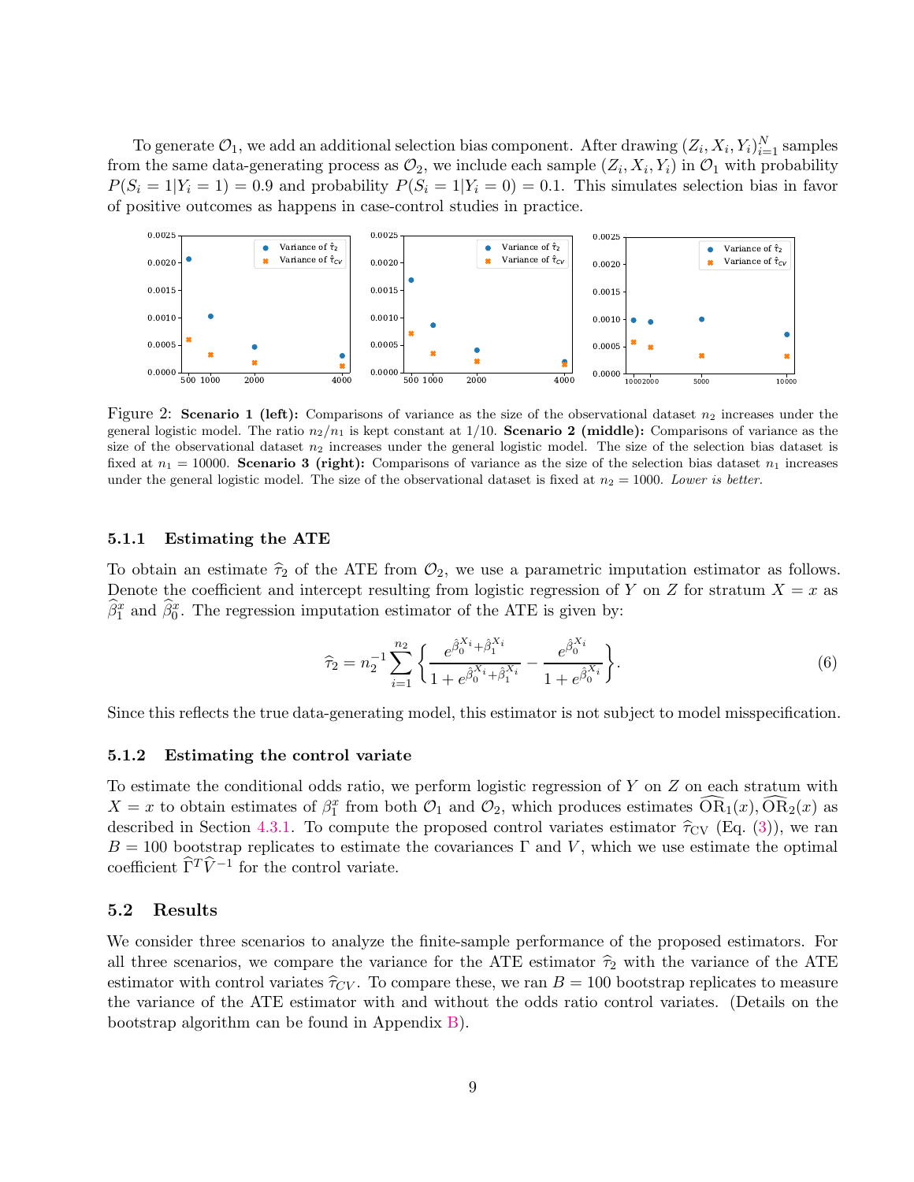To generate $\mathcal{O}_1$, we add an additional selection bias component. After drawing $(Z_i, X_i, Y_i)_{i=1}^N$ samples from the same data-generating process as $\mathcal{O}_2$, we include each sample $(Z_i, X_i, Y_i)$ in $\mathcal{O}_1$ with probability $P(S_i = 1|Y_i = 1) = 0.9$ and probability $P(S_i = 1|Y_i = 0) = 0.1$. This simulates selection bias in favor of positive outcomes as happens in case-control studies in practice.

Figure 2: **Scenario 1 (left):** Comparisons of variance as the size of the observational dataset $n_2$ increases under the general logistic model. The ratio $n_2/n_1$ is kept constant at 1/10. **Scenario 2 (middle):** Comparisons of variance as the size of the observational dataset $n_2$ increases under the general logistic model. The size of the selection bias dataset is fixed at $n_1 = 10000$. **Scenario 3 (right):** Comparisons of variance as the size of the selection bias dataset $n_1$ increases under the general logistic model. The size of the observational dataset is fixed at $n_2 = 1000$. *Lower is better.*

#### 5.1.1 Estimating the ATE

To obtain an estimate $\widehat{\tau}_2$ of the ATE from $\mathcal{O}_2$, we use a parametric imputation estimator as follows. Denote the coefficient and intercept resulting from logistic regression of $Y$ on $Z$ for stratum $X = x$ as $\widehat{\beta}_1^x$ and $\widehat{\beta}_0^x$. The regression imputation estimator of the ATE is given by:

$$\widehat{\tau}_2 = n_2^{-1} \sum_{i=1}^{n_2} \left\{ \frac{e^{\hat{\beta}_0^{X_i} + \hat{\beta}_1^{X_i}}}{1 + e^{\hat{\beta}_0^{X_i} + \hat{\beta}_1^{X_i}}} - \frac{e^{\hat{\beta}_0^{X_i}}}{1 + e^{\hat{\beta}_0^{X_i}}} \right\}. \tag{6}$$

Since this reflects the true data-generating model, this estimator is not subject to model misspecification.

#### 5.1.2 Estimating the control variate

To estimate the conditional odds ratio, we perform logistic regression of $Y$ on $Z$ on each stratum with $X = x$ to obtain estimates of $\beta_1^x$ from both $\mathcal{O}_1$ and $\mathcal{O}_2$, which produces estimates $\widehat{\text{OR}}_1(x), \widehat{\text{OR}}_2(x)$ as described in Section 4.3.1. To compute the proposed control variates estimator $\widehat{\tau}_{\text{CV}}$ (Eq. (3)), we ran $B = 100$ bootstrap replicates to estimate the covariances $\Gamma$ and $V$, which we use estimate the optimal coefficient $\widehat{\Gamma}^T \widehat{V}^{-1}$ for the control variate.

### 5.2 Results

We consider three scenarios to analyze the finite-sample performance of the proposed estimators. For all three scenarios, we compare the variance for the ATE estimator $\widehat{\tau}_2$ with the variance of the ATE estimator with control variates $\widehat{\tau}_{CV}$. To compare these, we ran $B = 100$ bootstrap replicates to measure the variance of the ATE estimator with and without the odds ratio control variates. (Details on the bootstrap algorithm can be found in Appendix B).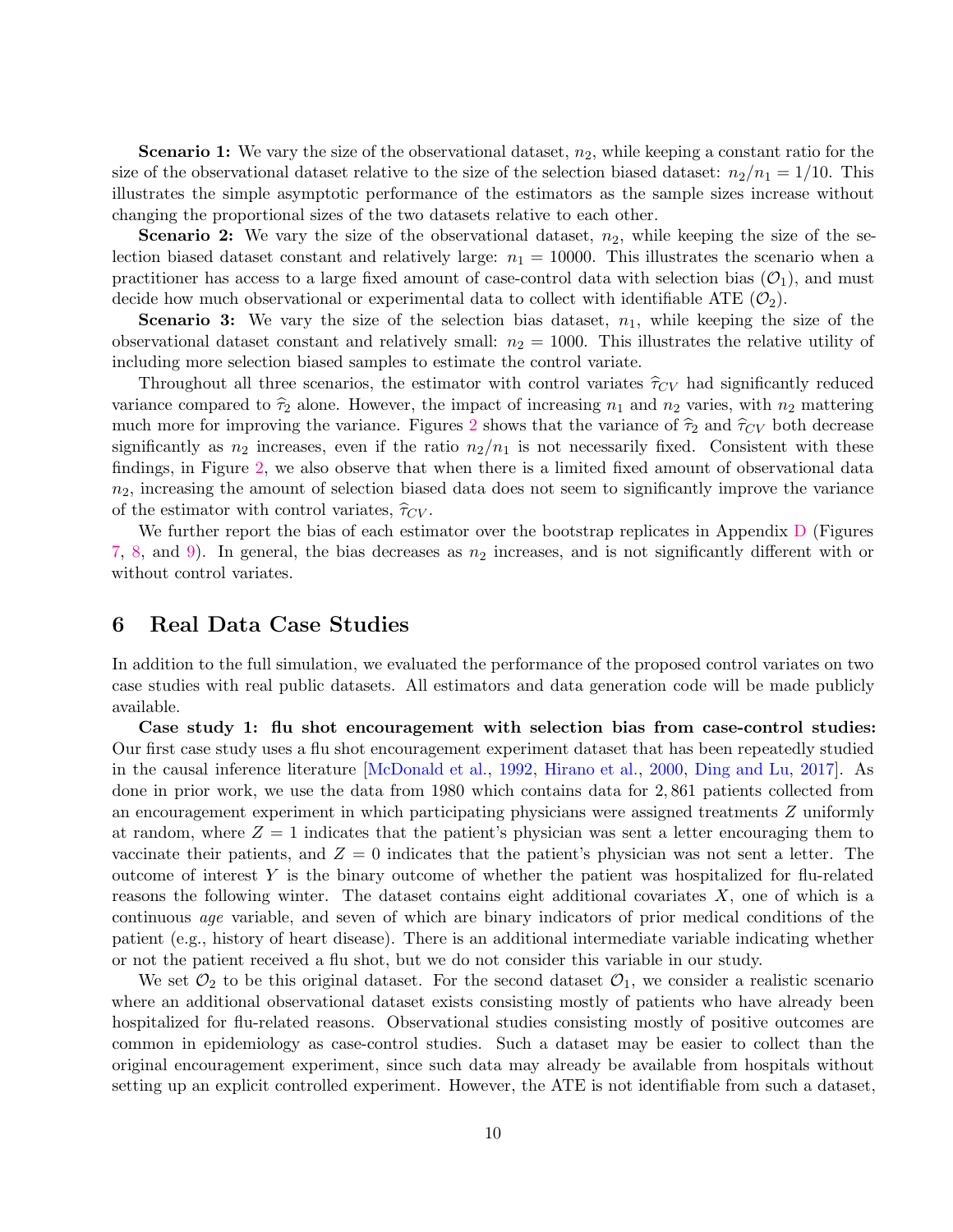**Scenario 1:** We vary the size of the observational dataset, $n_2$, while keeping a constant ratio for the size of the observational dataset relative to the size of the selection biased dataset: $n_2/n_1 = 1/10$. This illustrates the simple asymptotic performance of the estimators as the sample sizes increase without changing the proportional sizes of the two datasets relative to each other.

**Scenario 2:** We vary the size of the observational dataset, $n_2$, while keeping the size of the selection biased dataset constant and relatively large: $n_1 = 10000$. This illustrates the scenario when a practitioner has access to a large fixed amount of case-control data with selection bias ($\mathcal{O}_1$), and must decide how much observational or experimental data to collect with identifiable ATE ($\mathcal{O}_2$).

**Scenario 3:** We vary the size of the selection bias dataset, $n_1$, while keeping the size of the observational dataset constant and relatively small: $n_2 = 1000$. This illustrates the relative utility of including more selection biased samples to estimate the control variate.

Throughout all three scenarios, the estimator with control variates $\widehat{\tau}_{CV}$ had significantly reduced variance compared to $\widehat{\tau}_2$ alone. However, the impact of increasing $n_1$ and $n_2$ varies, with $n_2$ mattering much more for improving the variance. Figures 2 shows that the variance of $\widehat{\tau}_2$ and $\widehat{\tau}_{CV}$ both decrease significantly as $n_2$ increases, even if the ratio $n_2/n_1$ is not necessarily fixed. Consistent with these findings, in Figure 2, we also observe that when there is a limited fixed amount of observational data $n_2$, increasing the amount of selection biased data does not seem to significantly improve the variance of the estimator with control variates, $\widehat{\tau}_{CV}$.

We further report the bias of each estimator over the bootstrap replicates in Appendix D (Figures 7, 8, and 9). In general, the bias decreases as $n_2$ increases, and is not significantly different with or without control variates.

# 6 Real Data Case Studies

In addition to the full simulation, we evaluated the performance of the proposed control variates on two case studies with real public datasets. All estimators and data generation code will be made publicly available.

**Case study 1: flu shot encouragement with selection bias from case-control studies:** Our first case study uses a flu shot encouragement experiment dataset that has been repeatedly studied in the causal inference literature [McDonald et al., 1992, Hirano et al., 2000, Ding and Lu, 2017]. As done in prior work, we use the data from 1980 which contains data for 2,861 patients collected from an encouragement experiment in which participating physicians were assigned treatments $Z$ uniformly at random, where $Z = 1$ indicates that the patient's physician was sent a letter encouraging them to vaccinate their patients, and $Z = 0$ indicates that the patient's physician was not sent a letter. The outcome of interest $Y$ is the binary outcome of whether the patient was hospitalized for flu-related reasons the following winter. The dataset contains eight additional covariates $X$, one of which is a continuous *age* variable, and seven of which are binary indicators of prior medical conditions of the patient (e.g., history of heart disease). There is an additional intermediate variable indicating whether or not the patient received a flu shot, but we do not consider this variable in our study.

We set $\mathcal{O}_2$ to be this original dataset. For the second dataset $\mathcal{O}_1$, we consider a realistic scenario where an additional observational dataset exists consisting mostly of patients who have already been hospitalized for flu-related reasons. Observational studies consisting mostly of positive outcomes are common in epidemiology as case-control studies. Such a dataset may be easier to collect than the original encouragement experiment, since such data may already be available from hospitals without setting up an explicit controlled experiment. However, the ATE is not identifiable from such a dataset,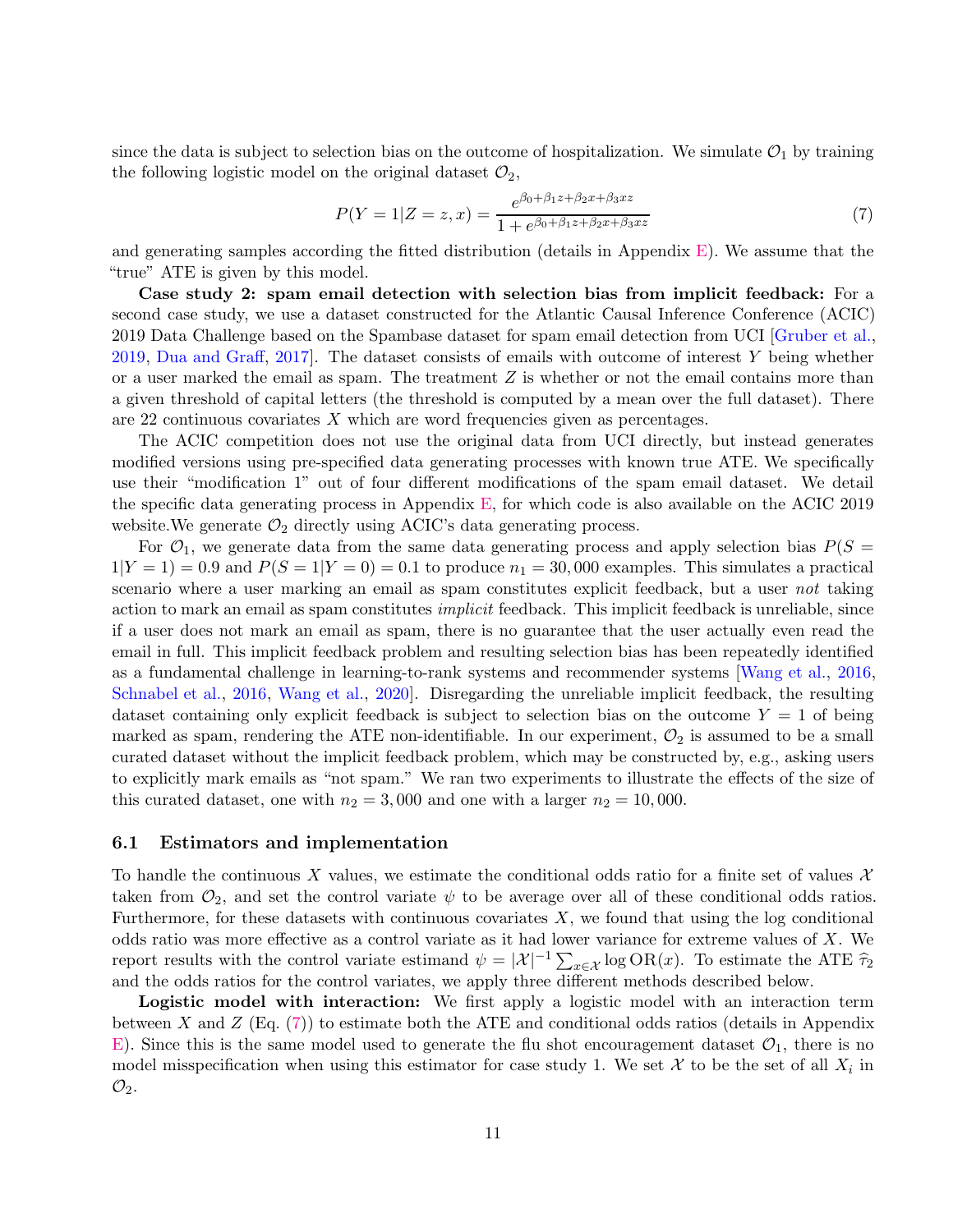since the data is subject to selection bias on the outcome of hospitalization. We simulate $\mathcal{O}_1$ by training the following logistic model on the original dataset $\mathcal{O}_2$,

$$P(Y = 1|Z = z, x) = \frac{e^{\beta_0+\beta_1 z+\beta_2 x+\beta_3 xz}}{1 + e^{\beta_0+\beta_1 z+\beta_2 x+\beta_3 xz}} \tag{7}$$

and generating samples according the fitted distribution (details in Appendix E). We assume that the "true" ATE is given by this model.

**Case study 2: spam email detection with selection bias from implicit feedback:** For a second case study, we use a dataset constructed for the Atlantic Causal Inference Conference (ACIC) 2019 Data Challenge based on the Spambase dataset for spam email detection from UCI [Gruber et al., 2019, Dua and Graff, 2017]. The dataset consists of emails with outcome of interest $Y$ being whether or a user marked the email as spam. The treatment $Z$ is whether or not the email contains more than a given threshold of capital letters (the threshold is computed by a mean over the full dataset). There are 22 continuous covariates $X$ which are word frequencies given as percentages.

The ACIC competition does not use the original data from UCI directly, but instead generates modified versions using pre-specified data generating processes with known true ATE. We specifically use their "modification 1" out of four different modifications of the spam email dataset. We detail the specific data generating process in Appendix E, for which code is also available on the ACIC 2019 website.We generate $\mathcal{O}_2$ directly using ACIC's data generating process.

For $\mathcal{O}_1$, we generate data from the same data generating process and apply selection bias $P(S = 1|Y = 1) = 0.9$ and $P(S = 1|Y = 0) = 0.1$ to produce $n_1 = 30,000$ examples. This simulates a practical scenario where a user marking an email as spam constitutes explicit feedback, but a user *not* taking action to mark an email as spam constitutes *implicit* feedback. This implicit feedback is unreliable, since if a user does not mark an email as spam, there is no guarantee that the user actually even read the email in full. This implicit feedback problem and resulting selection bias has been repeatedly identified as a fundamental challenge in learning-to-rank systems and recommender systems [Wang et al., 2016, Schnabel et al., 2016, Wang et al., 2020]. Disregarding the unreliable implicit feedback, the resulting dataset containing only explicit feedback is subject to selection bias on the outcome $Y = 1$ of being marked as spam, rendering the ATE non-identifiable. In our experiment, $\mathcal{O}_2$ is assumed to be a small curated dataset without the implicit feedback problem, which may be constructed by, e.g., asking users to explicitly mark emails as "not spam." We ran two experiments to illustrate the effects of the size of this curated dataset, one with $n_2 = 3,000$ and one with a larger $n_2 = 10,000$.

## 6.1 Estimators and implementation

To handle the continuous $X$ values, we estimate the conditional odds ratio for a finite set of values $\mathcal{X}$ taken from $\mathcal{O}_2$, and set the control variate $\psi$ to be average over all of these conditional odds ratios. Furthermore, for these datasets with continuous covariates $X$, we found that using the log conditional odds ratio was more effective as a control variate as it had lower variance for extreme values of $X$. We report results with the control variate estimand $\psi = |\mathcal{X}|^{-1} \sum_{x\in\mathcal{X}} \log \mathrm{OR}(x)$. To estimate the ATE $\widehat{\tau}_2$ and the odds ratios for the control variates, we apply three different methods described below.

**Logistic model with interaction:** We first apply a logistic model with an interaction term between $X$ and $Z$ (Eq. (7)) to estimate both the ATE and conditional odds ratios (details in Appendix E). Since this is the same model used to generate the flu shot encouragement dataset $\mathcal{O}_1$, there is no model misspecification when using this estimator for case study 1. We set $\mathcal{X}$ to be the set of all $X_i$ in $\mathcal{O}_2$.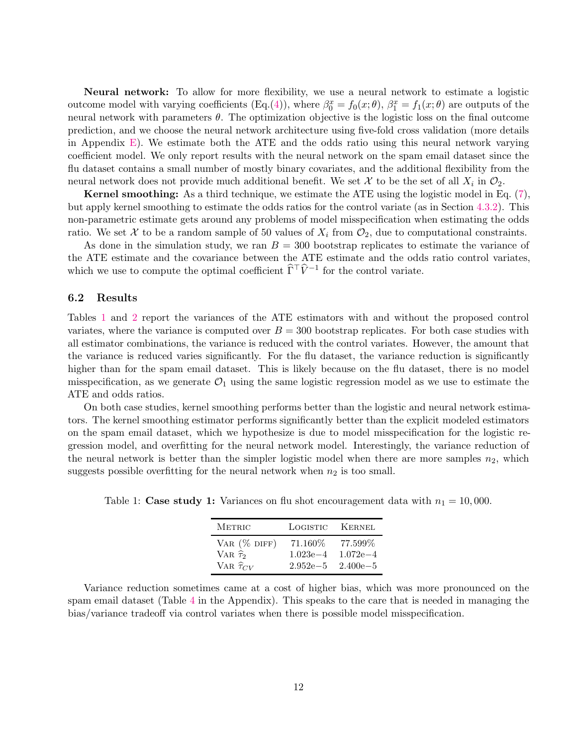**Neural network:** To allow for more flexibility, we use a neural network to estimate a logistic outcome model with varying coefficients (Eq.(4)), where $\beta_0^x = f_0(x;\theta)$, $\beta_1^x = f_1(x;\theta)$ are outputs of the neural network with parameters $\theta$. The optimization objective is the logistic loss on the final outcome prediction, and we choose the neural network architecture using five-fold cross validation (more details in Appendix E). We estimate both the ATE and the odds ratio using this neural network varying coefficient model. We only report results with the neural network on the spam email dataset since the flu dataset contains a small number of mostly binary covariates, and the additional flexibility from the neural network does not provide much additional benefit. We set $\mathcal{X}$ to be the set of all $X_i$ in $\mathcal{O}_2$.

**Kernel smoothing:** As a third technique, we estimate the ATE using the logistic model in Eq. (7), but apply kernel smoothing to estimate the odds ratios for the control variate (as in Section 4.3.2). This non-parametric estimate gets around any problems of model misspecification when estimating the odds ratio. We set $\mathcal{X}$ to be a random sample of 50 values of $X_i$ from $\mathcal{O}_2$, due to computational constraints.

As done in the simulation study, we ran $B = 300$ bootstrap replicates to estimate the variance of the ATE estimate and the covariance between the ATE estimate and the odds ratio control variates, which we use to compute the optimal coefficient $\widehat{\Gamma}^\top \widehat{V}^{-1}$ for the control variate.

## 6.2 Results

Tables 1 and 2 report the variances of the ATE estimators with and without the proposed control variates, where the variance is computed over $B = 300$ bootstrap replicates. For both case studies with all estimator combinations, the variance is reduced with the control variates. However, the amount that the variance is reduced varies significantly. For the flu dataset, the variance reduction is significantly higher than for the spam email dataset. This is likely because on the flu dataset, there is no model misspecification, as we generate $\mathcal{O}_1$ using the same logistic regression model as we use to estimate the ATE and odds ratios.

On both case studies, kernel smoothing performs better than the logistic and neural network estimators. The kernel smoothing estimator performs significantly better than the explicit modeled estimators on the spam email dataset, which we hypothesize is due to model misspecification for the logistic regression model, and overfitting for the neural network model. Interestingly, the variance reduction of the neural network is better than the simpler logistic model when there are more samples $n_2$, which suggests possible overfitting for the neural network when $n_2$ is too small.

Table 1: **Case study 1:** Variances on flu shot encouragement data with $n_1 = 10,000$.

| Metric | Logistic | Kernel |
|---|---|---|
| Var (% diff) | 71.160% | 77.599% |
| Var $\widehat{\tau}_2$ | 1.023e−4 | 1.072e−4 |
| Var $\widehat{\tau}_{CV}$ | 2.952e−5 | 2.400e−5 |

Variance reduction sometimes came at a cost of higher bias, which was more pronounced on the spam email dataset (Table 4 in the Appendix). This speaks to the care that is needed in managing the bias/variance tradeoff via control variates when there is possible model misspecification.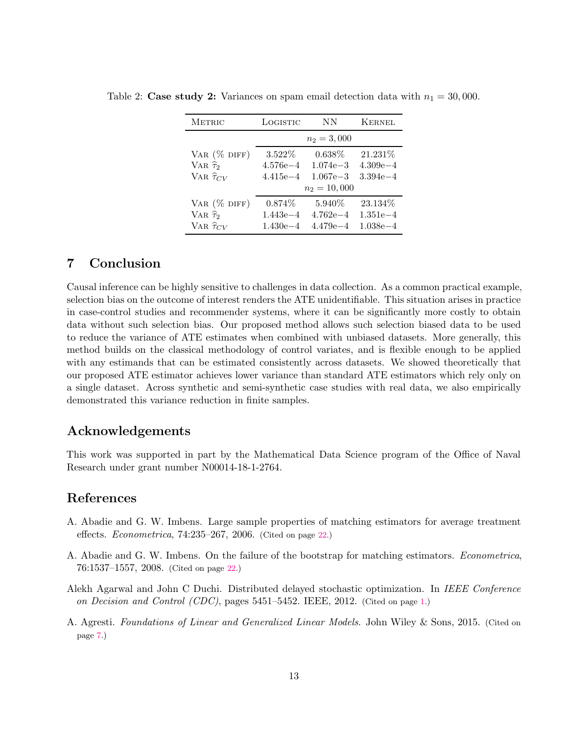Table 2: **Case study 2:** Variances on spam email detection data with $n_1 = 30,000$.

| Metric | Logistic | NN | Kernel |
|---|---|---|---|
| | | $n_2 = 3,000$ | |
| Var (% diff) | 3.522% | 0.638% | 21.231% |
| Var $\widehat{\tau}_2$ | 4.576e−4 | 1.074e−3 | 4.309e−4 |
| Var $\widehat{\tau}_{CV}$ | 4.415e−4 | 1.067e−3 | 3.394e−4 |
| | | $n_2 = 10,000$ | |
| Var (% diff) | 0.874% | 5.940% | 23.134% |
| Var $\widehat{\tau}_2$ | 1.443e−4 | 4.762e−4 | 1.351e−4 |
| Var $\widehat{\tau}_{CV}$ | 1.430e−4 | 4.479e−4 | 1.038e−4 |

## 7 Conclusion

Causal inference can be highly sensitive to challenges in data collection. As a common practical example, selection bias on the outcome of interest renders the ATE unidentifiable. This situation arises in practice in case-control studies and recommender systems, where it can be significantly more costly to obtain data without such selection bias. Our proposed method allows such selection biased data to be used to reduce the variance of ATE estimates when combined with unbiased datasets. More generally, this method builds on the classical methodology of control variates, and is flexible enough to be applied with any estimands that can be estimated consistently across datasets. We showed theoretically that our proposed ATE estimator achieves lower variance than standard ATE estimators which rely only on a single dataset. Across synthetic and semi-synthetic case studies with real data, we also empirically demonstrated this variance reduction in finite samples.

## Acknowledgements

This work was supported in part by the Mathematical Data Science program of the Office of Naval Research under grant number N00014-18-1-2764.

## References

A. Abadie and G. W. Imbens. Large sample properties of matching estimators for average treatment effects. *Econometrica*, 74:235–267, 2006. (Cited on page 22.)

A. Abadie and G. W. Imbens. On the failure of the bootstrap for matching estimators. *Econometrica*, 76:1537–1557, 2008. (Cited on page 22.)

Alekh Agarwal and John C Duchi. Distributed delayed stochastic optimization. In *IEEE Conference on Decision and Control (CDC)*, pages 5451–5452. IEEE, 2012. (Cited on page 1.)

A. Agresti. *Foundations of Linear and Generalized Linear Models*. John Wiley & Sons, 2015. (Cited on page 7.)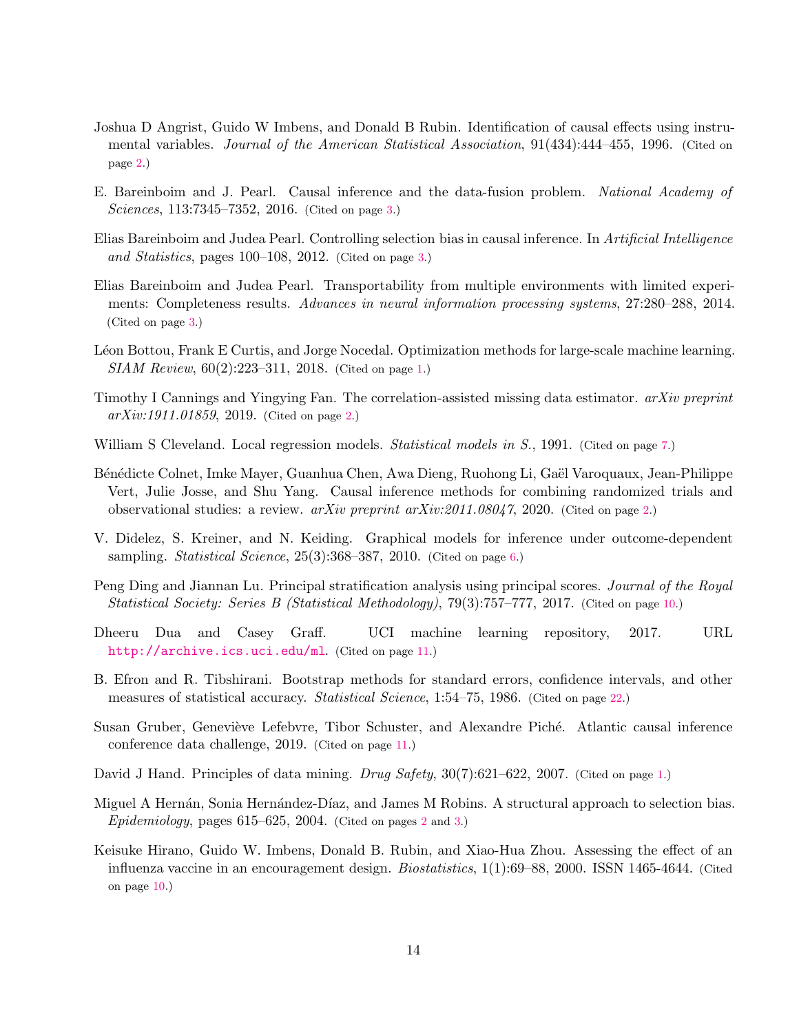Joshua D Angrist, Guido W Imbens, and Donald B Rubin. Identification of causal effects using instrumental variables. *Journal of the American Statistical Association*, 91(434):444–455, 1996. (Cited on page 2.)

E. Bareinboim and J. Pearl. Causal inference and the data-fusion problem. *National Academy of Sciences*, 113:7345–7352, 2016. (Cited on page 3.)

Elias Bareinboim and Judea Pearl. Controlling selection bias in causal inference. In *Artificial Intelligence and Statistics*, pages 100–108, 2012. (Cited on page 3.)

Elias Bareinboim and Judea Pearl. Transportability from multiple environments with limited experiments: Completeness results. *Advances in neural information processing systems*, 27:280–288, 2014. (Cited on page 3.)

Léon Bottou, Frank E Curtis, and Jorge Nocedal. Optimization methods for large-scale machine learning. *SIAM Review*, 60(2):223–311, 2018. (Cited on page 1.)

Timothy I Cannings and Yingying Fan. The correlation-assisted missing data estimator. *arXiv preprint arXiv:1911.01859*, 2019. (Cited on page 2.)

William S Cleveland. Local regression models. *Statistical models in S.*, 1991. (Cited on page 7.)

Bénédicte Colnet, Imke Mayer, Guanhua Chen, Awa Dieng, Ruohong Li, Gaël Varoquaux, Jean-Philippe Vert, Julie Josse, and Shu Yang. Causal inference methods for combining randomized trials and observational studies: a review. *arXiv preprint arXiv:2011.08047*, 2020. (Cited on page 2.)

V. Didelez, S. Kreiner, and N. Keiding. Graphical models for inference under outcome-dependent sampling. *Statistical Science*, 25(3):368–387, 2010. (Cited on page 6.)

Peng Ding and Jiannan Lu. Principal stratification analysis using principal scores. *Journal of the Royal Statistical Society: Series B (Statistical Methodology)*, 79(3):757–777, 2017. (Cited on page 10.)

Dheeru Dua and Casey Graff. UCI machine learning repository, 2017. URL http://archive.ics.uci.edu/ml. (Cited on page 11.)

B. Efron and R. Tibshirani. Bootstrap methods for standard errors, confidence intervals, and other measures of statistical accuracy. *Statistical Science*, 1:54–75, 1986. (Cited on page 22.)

Susan Gruber, Geneviève Lefebvre, Tibor Schuster, and Alexandre Piché. Atlantic causal inference conference data challenge, 2019. (Cited on page 11.)

David J Hand. Principles of data mining. *Drug Safety*, 30(7):621–622, 2007. (Cited on page 1.)

Miguel A Hernán, Sonia Hernández-Díaz, and James M Robins. A structural approach to selection bias. *Epidemiology*, pages 615–625, 2004. (Cited on pages 2 and 3.)

Keisuke Hirano, Guido W. Imbens, Donald B. Rubin, and Xiao-Hua Zhou. Assessing the effect of an influenza vaccine in an encouragement design. *Biostatistics*, 1(1):69–88, 2000. ISSN 1465-4644. (Cited on page 10.)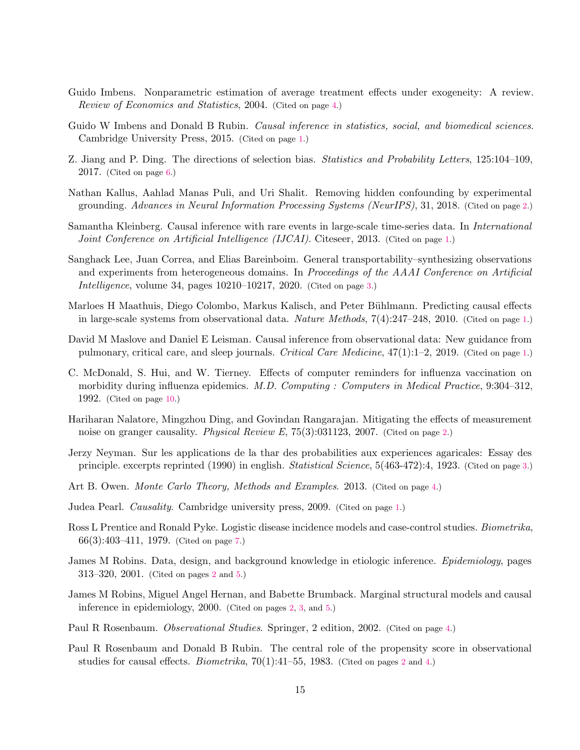Guido Imbens. Nonparametric estimation of average treatment effects under exogeneity: A review. *Review of Economics and Statistics*, 2004. (Cited on page 4.)

Guido W Imbens and Donald B Rubin. *Causal inference in statistics, social, and biomedical sciences*. Cambridge University Press, 2015. (Cited on page 1.)

Z. Jiang and P. Ding. The directions of selection bias. *Statistics and Probability Letters*, 125:104–109, 2017. (Cited on page 6.)

Nathan Kallus, Aahlad Manas Puli, and Uri Shalit. Removing hidden confounding by experimental grounding. *Advances in Neural Information Processing Systems (NeurIPS)*, 31, 2018. (Cited on page 2.)

Samantha Kleinberg. Causal inference with rare events in large-scale time-series data. In *International Joint Conference on Artificial Intelligence (IJCAI)*. Citeseer, 2013. (Cited on page 1.)

Sanghack Lee, Juan Correa, and Elias Bareinboim. General transportability–synthesizing observations and experiments from heterogeneous domains. In *Proceedings of the AAAI Conference on Artificial Intelligence*, volume 34, pages 10210–10217, 2020. (Cited on page 3.)

Marloes H Maathuis, Diego Colombo, Markus Kalisch, and Peter Bühlmann. Predicting causal effects in large-scale systems from observational data. *Nature Methods*, 7(4):247–248, 2010. (Cited on page 1.)

David M Maslove and Daniel E Leisman. Causal inference from observational data: New guidance from pulmonary, critical care, and sleep journals. *Critical Care Medicine*, 47(1):1–2, 2019. (Cited on page 1.)

C. McDonald, S. Hui, and W. Tierney. Effects of computer reminders for influenza vaccination on morbidity during influenza epidemics. *M.D. Computing : Computers in Medical Practice*, 9:304–312, 1992. (Cited on page 10.)

Hariharan Nalatore, Mingzhou Ding, and Govindan Rangarajan. Mitigating the effects of measurement noise on granger causality. *Physical Review E*, 75(3):031123, 2007. (Cited on page 2.)

Jerzy Neyman. Sur les applications de la thar des probabilities aux experiences agaricales: Essay des principle. excerpts reprinted (1990) in english. *Statistical Science*, 5(463-472):4, 1923. (Cited on page 3.)

Art B. Owen. *Monte Carlo Theory, Methods and Examples*. 2013. (Cited on page 4.)

Judea Pearl. *Causality*. Cambridge university press, 2009. (Cited on page 1.)

Ross L Prentice and Ronald Pyke. Logistic disease incidence models and case-control studies. *Biometrika*, 66(3):403–411, 1979. (Cited on page 7.)

James M Robins. Data, design, and background knowledge in etiologic inference. *Epidemiology*, pages 313–320, 2001. (Cited on pages 2 and 5.)

James M Robins, Miguel Angel Hernan, and Babette Brumback. Marginal structural models and causal inference in epidemiology, 2000. (Cited on pages 2, 3, and 5.)

Paul R Rosenbaum. *Observational Studies*. Springer, 2 edition, 2002. (Cited on page 4.)

Paul R Rosenbaum and Donald B Rubin. The central role of the propensity score in observational studies for causal effects. *Biometrika*, 70(1):41–55, 1983. (Cited on pages 2 and 4.)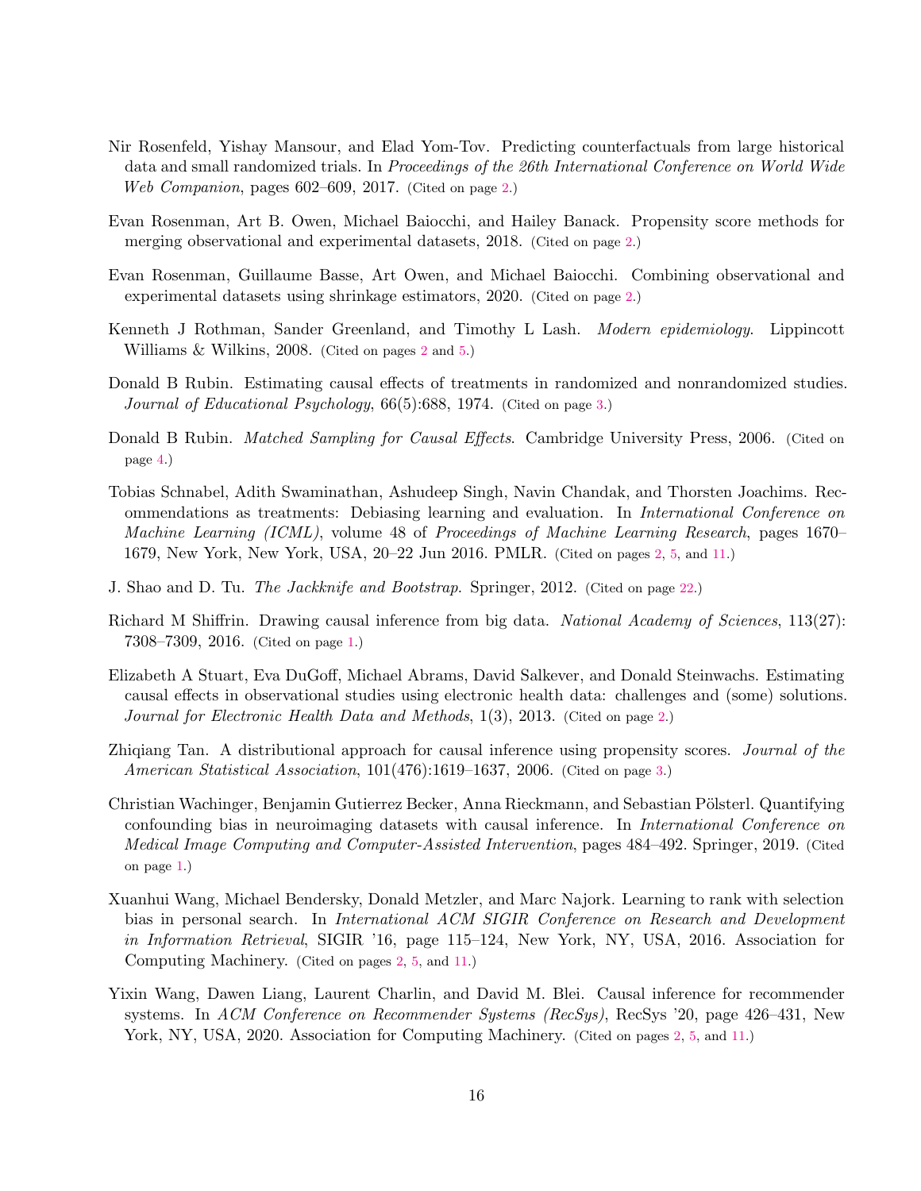Nir Rosenfeld, Yishay Mansour, and Elad Yom-Tov. Predicting counterfactuals from large historical data and small randomized trials. In *Proceedings of the 26th International Conference on World Wide Web Companion*, pages 602–609, 2017. (Cited on page 2.)

Evan Rosenman, Art B. Owen, Michael Baiocchi, and Hailey Banack. Propensity score methods for merging observational and experimental datasets, 2018. (Cited on page 2.)

Evan Rosenman, Guillaume Basse, Art Owen, and Michael Baiocchi. Combining observational and experimental datasets using shrinkage estimators, 2020. (Cited on page 2.)

Kenneth J Rothman, Sander Greenland, and Timothy L Lash. *Modern epidemiology*. Lippincott Williams & Wilkins, 2008. (Cited on pages 2 and 5.)

Donald B Rubin. Estimating causal effects of treatments in randomized and nonrandomized studies. *Journal of Educational Psychology*, 66(5):688, 1974. (Cited on page 3.)

Donald B Rubin. *Matched Sampling for Causal Effects*. Cambridge University Press, 2006. (Cited on page 4.)

Tobias Schnabel, Adith Swaminathan, Ashudeep Singh, Navin Chandak, and Thorsten Joachims. Recommendations as treatments: Debiasing learning and evaluation. In *International Conference on Machine Learning (ICML)*, volume 48 of *Proceedings of Machine Learning Research*, pages 1670–1679, New York, New York, USA, 20–22 Jun 2016. PMLR. (Cited on pages 2, 5, and 11.)

J. Shao and D. Tu. *The Jackknife and Bootstrap*. Springer, 2012. (Cited on page 22.)

Richard M Shiffrin. Drawing causal inference from big data. *National Academy of Sciences*, 113(27): 7308–7309, 2016. (Cited on page 1.)

Elizabeth A Stuart, Eva DuGoff, Michael Abrams, David Salkever, and Donald Steinwachs. Estimating causal effects in observational studies using electronic health data: challenges and (some) solutions. *Journal for Electronic Health Data and Methods*, 1(3), 2013. (Cited on page 2.)

Zhiqiang Tan. A distributional approach for causal inference using propensity scores. *Journal of the American Statistical Association*, 101(476):1619–1637, 2006. (Cited on page 3.)

Christian Wachinger, Benjamin Gutierrez Becker, Anna Rieckmann, and Sebastian Pölsterl. Quantifying confounding bias in neuroimaging datasets with causal inference. In *International Conference on Medical Image Computing and Computer-Assisted Intervention*, pages 484–492. Springer, 2019. (Cited on page 1.)

Xuanhui Wang, Michael Bendersky, Donald Metzler, and Marc Najork. Learning to rank with selection bias in personal search. In *International ACM SIGIR Conference on Research and Development in Information Retrieval*, SIGIR '16, page 115–124, New York, NY, USA, 2016. Association for Computing Machinery. (Cited on pages 2, 5, and 11.)

Yixin Wang, Dawen Liang, Laurent Charlin, and David M. Blei. Causal inference for recommender systems. In *ACM Conference on Recommender Systems (RecSys)*, RecSys '20, page 426–431, New York, NY, USA, 2020. Association for Computing Machinery. (Cited on pages 2, 5, and 11.)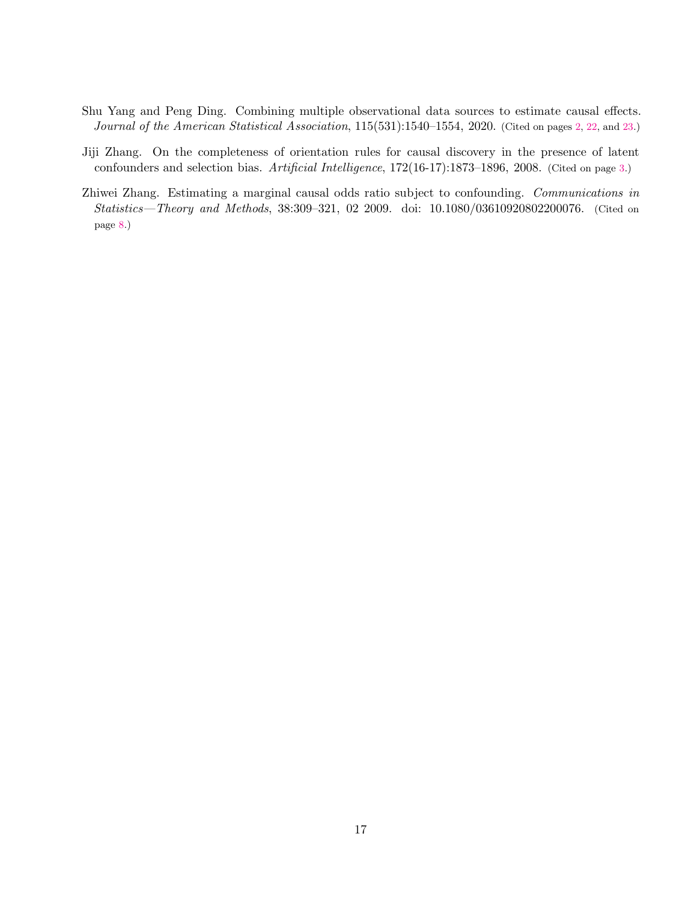Shu Yang and Peng Ding. Combining multiple observational data sources to estimate causal effects. *Journal of the American Statistical Association*, 115(531):1540–1554, 2020. (Cited on pages 2, 22, and 23.)

Jiji Zhang. On the completeness of orientation rules for causal discovery in the presence of latent confounders and selection bias. *Artificial Intelligence*, 172(16-17):1873–1896, 2008. (Cited on page 3.)

Zhiwei Zhang. Estimating a marginal causal odds ratio subject to confounding. *Communications in Statistics—Theory and Methods*, 38:309–321, 02 2009. doi: 10.1080/03610920802200076. (Cited on page 8.)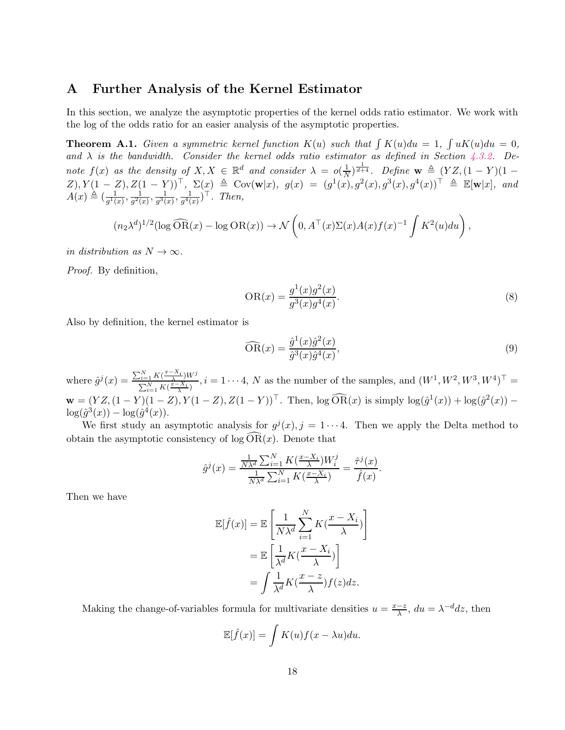# A Further Analysis of the Kernel Estimator

In this section, we analyze the asymptotic properties of the kernel odds ratio estimator. We work with the log of the odds ratio for an easier analysis of the asymptotic properties.

**Theorem A.1.** *Given a symmetric kernel function $K(u)$ such that $\int K(u)du = 1$, $\int uK(u)du = 0$, and $\lambda$ is the bandwidth. Consider the kernel odds ratio estimator as defined in Section 4.3.2. Denote $f(x)$ as the density of $X, X \in \mathbb{R}^d$ and consider $\lambda = o(\frac{1}{N})^{\frac{1}{d+4}}$. Define $\mathbf{w} \triangleq (YZ, (1-Y)(1-Z), Y(1-Z), Z(1-Y))^\top$, $\Sigma(x) \triangleq \mathrm{Cov}(\mathbf{w}|x)$, $g(x) = (g^1(x), g^2(x), g^3(x), g^4(x))^\top \triangleq \mathbb{E}[\mathbf{w}|x]$, and $A(x) \triangleq (\frac{1}{g^1(x)}, \frac{1}{g^2(x)}, \frac{1}{g^3(x)}, \frac{1}{g^4(x)})^\top$. Then,*

$$
(n_2\lambda^d)^{1/2}(\log \widehat{\mathrm{OR}}(x) - \log \mathrm{OR}(x)) \to \mathcal{N}\left(0, A^\top(x)\Sigma(x)A(x)f(x)^{-1}\int K^2(u)du\right),
$$

*in distribution as $N \to \infty$.*

*Proof.* By definition,

$$
\mathrm{OR}(x) = \frac{g^1(x)g^2(x)}{g^3(x)g^4(x)}. \tag{8}
$$

Also by definition, the kernel estimator is

$$
\widehat{\mathrm{OR}}(x) = \frac{\hat{g}^1(x)\hat{g}^2(x)}{\hat{g}^3(x)\hat{g}^4(x)}, \tag{9}
$$

where $\hat{g}^j(x) = \frac{\sum_{i=1}^N K(\frac{x-X_i}{\lambda})W^j}{\sum_{i=1}^N K(\frac{x-X_i}{\lambda})}, i = 1\cdots 4$, $N$ as the number of the samples, and $(W^1, W^2, W^3, W^4)^\top = \mathbf{w} = (YZ, (1-Y)(1-Z), Y(1-Z), Z(1-Y))^\top$. Then, $\log \widehat{\mathrm{OR}}(x)$ is simply $\log(\hat{g}^1(x)) + \log(\hat{g}^2(x)) - \log(\hat{g}^3(x)) - \log(\hat{g}^4(x))$.

We first study an asymptotic analysis for $g^j(x), j = 1\cdots 4$. Then we apply the Delta method to obtain the asymptotic consistency of $\log \widehat{\mathrm{OR}}(x)$. Denote that

$$
\hat{g}^j(x) = \frac{\frac{1}{N\lambda^d}\sum_{i=1}^N K(\frac{x-X_i}{\lambda})W_i^j}{\frac{1}{N\lambda^d}\sum_{i=1}^N K(\frac{x-X_i}{\lambda})} = \frac{\hat{\tau}^j(x)}{\hat{f}(x)}.
$$

Then we have

$$
\begin{aligned}
\mathbb{E}[\hat{f}(x)] &= \mathbb{E}\left[\frac{1}{N\lambda^d}\sum_{i=1}^N K(\frac{x-X_i}{\lambda})\right] \\
&= \mathbb{E}\left[\frac{1}{\lambda^d}K(\frac{x-X_i}{\lambda})\right] \\
&= \int \frac{1}{\lambda^d}K(\frac{x-z}{\lambda})f(z)dz.
\end{aligned}
$$

Making the change-of-variables formula for multivariate densities $u = \frac{x-z}{\lambda}$, $du = \lambda^{-d}dz$, then

$$
\mathbb{E}[\hat{f}(x)] = \int K(u)f(x-\lambda u)du.
$$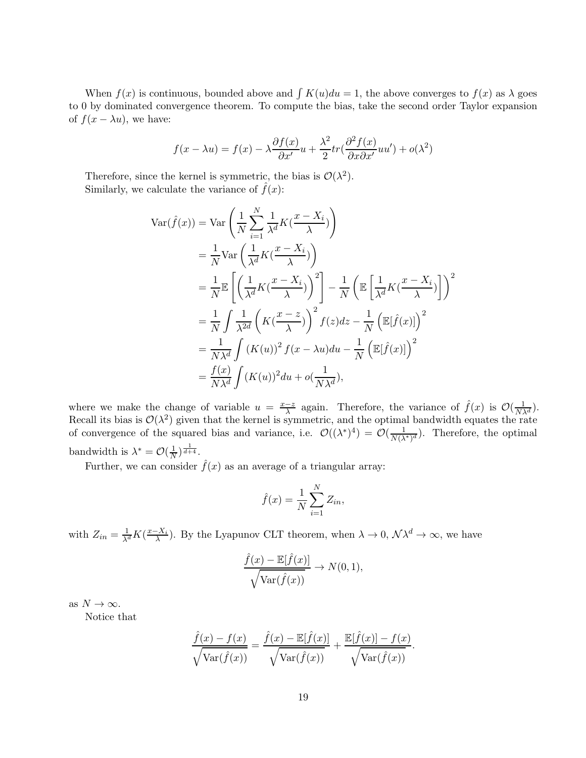When $f(x)$ is continuous, bounded above and $\int K(u)du = 1$, the above converges to $f(x)$ as $\lambda$ goes to 0 by dominated convergence theorem. To compute the bias, take the second order Taylor expansion of $f(x - \lambda u)$, we have:

$$f(x - \lambda u) = f(x) - \lambda \frac{\partial f(x)}{\partial x'} u + \frac{\lambda^2}{2} tr(\frac{\partial^2 f(x)}{\partial x \partial x'} uu') + o(\lambda^2)$$

Therefore, since the kernel is symmetric, the bias is $\mathcal{O}(\lambda^2)$.
Similarly, we calculate the variance of $\hat{f}(x)$:

$$\begin{aligned}
\text{Var}(\hat{f}(x)) &= \text{Var}\left( \frac{1}{N} \sum_{i=1}^{N} \frac{1}{\lambda^d} K(\frac{x - X_i}{\lambda}) \right) \\
&= \frac{1}{N} \text{Var}\left( \frac{1}{\lambda^d} K(\frac{x - X_i}{\lambda}) \right) \\
&= \frac{1}{N} \mathbb{E}\left[ \left( \frac{1}{\lambda^d} K(\frac{x - X_i}{\lambda}) \right)^2 \right] - \frac{1}{N} \left( \mathbb{E}\left[ \frac{1}{\lambda^d} K(\frac{x - X_i}{\lambda}) \right] \right)^2 \\
&= \frac{1}{N} \int \frac{1}{\lambda^{2d}} \left( K(\frac{x - z}{\lambda}) \right)^2 f(z) dz - \frac{1}{N} \left( \mathbb{E}[\hat{f}(x)] \right)^2 \\
&= \frac{1}{N\lambda^d} \int \left( K(u) \right)^2 f(x - \lambda u) du - \frac{1}{N} \left( \mathbb{E}[\hat{f}(x)] \right)^2 \\
&= \frac{f(x)}{N\lambda^d} \int (K(u))^2 du + o(\frac{1}{N\lambda^d}),
\end{aligned}$$

where we make the change of variable $u = \frac{x-z}{\lambda}$ again. Therefore, the variance of $\hat{f}(x)$ is $\mathcal{O}(\frac{1}{N\lambda^d})$. Recall its bias is $\mathcal{O}(\lambda^2)$ given that the kernel is symmetric, and the optimal bandwidth equates the rate of convergence of the squared bias and variance, i.e. $\mathcal{O}((\lambda^*)^4) = \mathcal{O}(\frac{1}{N(\lambda^*)^d})$. Therefore, the optimal bandwidth is $\lambda^* = \mathcal{O}(\frac{1}{N})^{\frac{1}{d+4}}$.

Further, we can consider $\hat{f}(x)$ as an average of a triangular array:

$$\hat{f}(x) = \frac{1}{N} \sum_{i=1}^{N} Z_{in},$$

with $Z_{in} = \frac{1}{\lambda^d} K(\frac{x - X_i}{\lambda})$. By the Lyapunov CLT theorem, when $\lambda \to 0$, $\mathcal{N}\lambda^d \to \infty$, we have

$$\frac{\hat{f}(x) - \mathbb{E}[\hat{f}(x)]}{\sqrt{\text{Var}(\hat{f}(x))}} \to N(0, 1),$$

as $N \to \infty$.

Notice that

$$\frac{\hat{f}(x) - f(x)}{\sqrt{\text{Var}(\hat{f}(x))}} = \frac{\hat{f}(x) - \mathbb{E}[\hat{f}(x)]}{\sqrt{\text{Var}(\hat{f}(x))}} + \frac{\mathbb{E}[\hat{f}(x)] - f(x)}{\sqrt{\text{Var}(\hat{f}(x))}}.$$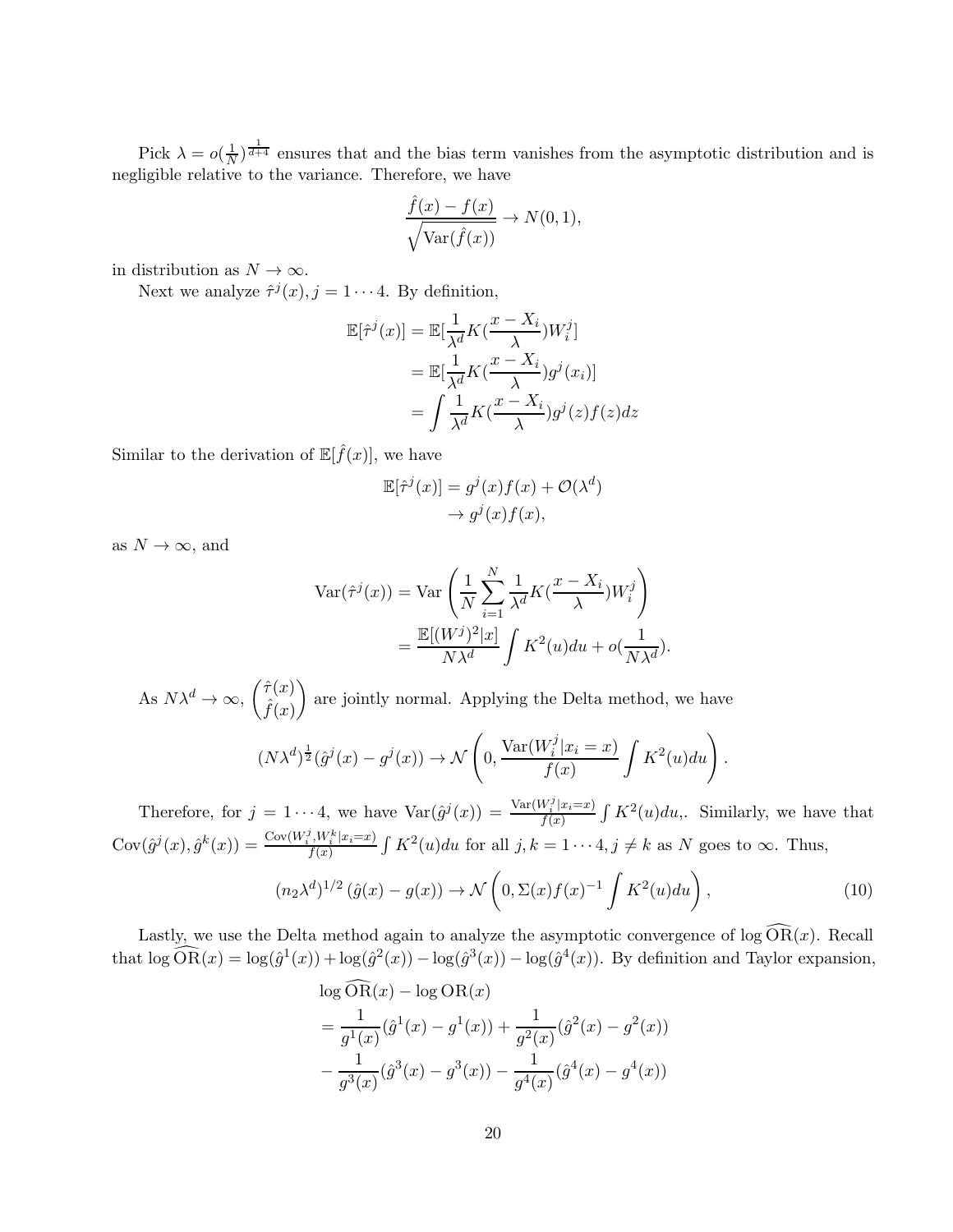Pick $\lambda = o(\frac{1}{N})^{\frac{1}{d+4}}$ ensures that and the bias term vanishes from the asymptotic distribution and is negligible relative to the variance. Therefore, we have

$$\frac{\hat{f}(x) - f(x)}{\sqrt{\mathrm{Var}(\hat{f}(x))}} \to N(0, 1),$$

in distribution as $N \to \infty$.

Next we analyze $\hat{\tau}^j(x), j = 1 \cdots 4$. By definition,

$$\begin{aligned}
\mathbb{E}[\hat{\tau}^j(x)] &= \mathbb{E}[\frac{1}{\lambda^d} K(\frac{x - X_i}{\lambda}) W_i^j] \\
&= \mathbb{E}[\frac{1}{\lambda^d} K(\frac{x - X_i}{\lambda}) g^j(x_i)] \\
&= \int \frac{1}{\lambda^d} K(\frac{x - X_i}{\lambda}) g^j(z) f(z) dz
\end{aligned}$$

Similar to the derivation of $\mathbb{E}[\hat{f}(x)]$, we have

$$\begin{aligned}
\mathbb{E}[\hat{\tau}^j(x)] &= g^j(x) f(x) + \mathcal{O}(\lambda^d) \\
&\to g^j(x) f(x),
\end{aligned}$$

as $N \to \infty$, and

$$\begin{aligned}
\mathrm{Var}(\hat{\tau}^j(x)) &= \mathrm{Var}\left( \frac{1}{N} \sum_{i=1}^{N} \frac{1}{\lambda^d} K(\frac{x - X_i}{\lambda}) W_i^j \right) \\
&= \frac{\mathbb{E}[(W^j)^2 | x]}{N \lambda^d} \int K^2(u) du + o(\frac{1}{N\lambda^d}).
\end{aligned}$$

As $N\lambda^d \to \infty$, $\begin{pmatrix} \hat{\tau}(x) \\ \hat{f}(x) \end{pmatrix}$ are jointly normal. Applying the Delta method, we have

$$(N\lambda^d)^{\frac{1}{2}} (\hat{g}^j(x) - g^j(x)) \to \mathcal{N}\left(0, \frac{\mathrm{Var}(W_i^j | x_i = x)}{f(x)} \int K^2(u) du \right).$$

Therefore, for $j = 1 \cdots 4$, we have $\mathrm{Var}(\hat{g}^j(x)) = \frac{\mathrm{Var}(W_i^j | x_i = x)}{f(x)} \int K^2(u) du$,. Similarly, we have that $\mathrm{Cov}(\hat{g}^j(x), \hat{g}^k(x)) = \frac{\mathrm{Cov}(W_i^j, W_i^k | x_i = x)}{f(x)} \int K^2(u) du$ for all $j, k = 1 \cdots 4, j \neq k$ as $N$ goes to $\infty$. Thus,

$$(n_2 \lambda^d)^{1/2} (\hat{g}(x) - g(x)) \to \mathcal{N}\left(0, \Sigma(x) f(x)^{-1} \int K^2(u) du \right), \tag{10}$$

Lastly, we use the Delta method again to analyze the asymptotic convergence of $\log \widehat{\mathrm{OR}}(x)$. Recall that $\log \widehat{\mathrm{OR}}(x) = \log(\hat{g}^1(x)) + \log(\hat{g}^2(x)) - \log(\hat{g}^3(x)) - \log(\hat{g}^4(x))$. By definition and Taylor expansion,

$$\begin{aligned}
&\log \widehat{\mathrm{OR}}(x) - \log \mathrm{OR}(x) \\
&= \frac{1}{g^1(x)} (\hat{g}^1(x) - g^1(x)) + \frac{1}{g^2(x)} (\hat{g}^2(x) - g^2(x)) \\
&- \frac{1}{g^3(x)} (\hat{g}^3(x) - g^3(x)) - \frac{1}{g^4(x)} (\hat{g}^4(x) - g^4(x))
\end{aligned}$$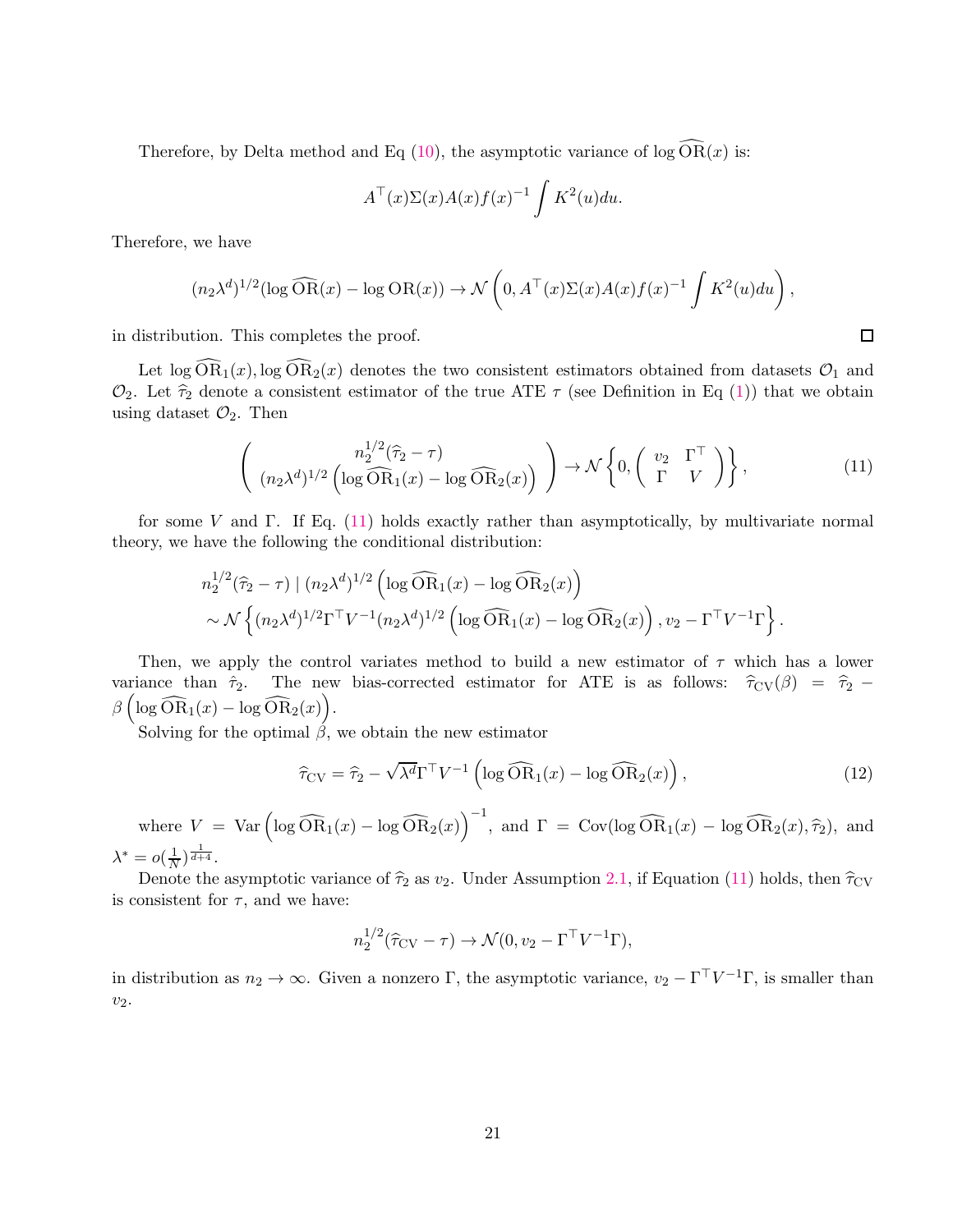Therefore, by Delta method and Eq (10), the asymptotic variance of $\log \widehat{\mathrm{OR}}(x)$ is:

$$A^\top(x)\Sigma(x)A(x)f(x)^{-1}\int K^2(u)du.$$

Therefore, we have

$$(n_2\lambda^d)^{1/2}(\log \widehat{\mathrm{OR}}(x) - \log \mathrm{OR}(x)) \to \mathcal{N}\left(0, A^\top(x)\Sigma(x)A(x)f(x)^{-1}\int K^2(u)du\right),$$

in distribution. This completes the proof. $\square$

Let $\log \widehat{\mathrm{OR}}_1(x), \log \widehat{\mathrm{OR}}_2(x)$ denotes the two consistent estimators obtained from datasets $\mathcal{O}_1$ and $\mathcal{O}_2$. Let $\widehat{\tau}_2$ denote a consistent estimator of the true ATE $\tau$ (see Definition in Eq (1)) that we obtain using dataset $\mathcal{O}_2$. Then

$$\begin{pmatrix} n_2^{1/2}(\widehat{\tau}_2 - \tau) \\ (n_2\lambda^d)^{1/2}\left(\log \widehat{\mathrm{OR}}_1(x) - \log \widehat{\mathrm{OR}}_2(x)\right) \end{pmatrix} \to \mathcal{N}\left\{0, \begin{pmatrix} v_2 & \Gamma^\top \\ \Gamma & V \end{pmatrix}\right\}, \tag{11}$$

for some $V$ and $\Gamma$. If Eq. (11) holds exactly rather than asymptotically, by multivariate normal theory, we have the following the conditional distribution:

$$\begin{aligned} &n_2^{1/2}(\widehat{\tau}_2 - \tau) \mid (n_2\lambda^d)^{1/2}\left(\log \widehat{\mathrm{OR}}_1(x) - \log \widehat{\mathrm{OR}}_2(x)\right) \\ &\sim \mathcal{N}\left\{(n_2\lambda^d)^{1/2}\Gamma^\top V^{-1}(n_2\lambda^d)^{1/2}\left(\log \widehat{\mathrm{OR}}_1(x) - \log \widehat{\mathrm{OR}}_2(x)\right), v_2 - \Gamma^\top V^{-1}\Gamma\right\}. \end{aligned}$$

Then, we apply the control variates method to build a new estimator of $\tau$ which has a lower variance than $\hat{\tau}_2$. The new bias-corrected estimator for ATE is as follows: $\widehat{\tau}_{\mathrm{CV}}(\beta) = \widehat{\tau}_2 - \beta\left(\log \widehat{\mathrm{OR}}_1(x) - \log \widehat{\mathrm{OR}}_2(x)\right)$.

Solving for the optimal $\beta$, we obtain the new estimator

$$\widehat{\tau}_{\mathrm{CV}} = \widehat{\tau}_2 - \sqrt{\lambda^d}\Gamma^\top V^{-1}\left(\log \widehat{\mathrm{OR}}_1(x) - \log \widehat{\mathrm{OR}}_2(x)\right), \tag{12}$$

where $V = \mathrm{Var}\left(\log \widehat{\mathrm{OR}}_1(x) - \log \widehat{\mathrm{OR}}_2(x)\right)^{-1}$, and $\Gamma = \mathrm{Cov}(\log \widehat{\mathrm{OR}}_1(x) - \log \widehat{\mathrm{OR}}_2(x), \widehat{\tau}_2)$, and $\lambda^* = o(\frac{1}{N})^{\frac{1}{d+4}}$.

Denote the asymptotic variance of $\widehat{\tau}_2$ as $v_2$. Under Assumption 2.1, if Equation (11) holds, then $\widehat{\tau}_{\mathrm{CV}}$ is consistent for $\tau$, and we have:

$$n_2^{1/2}(\widehat{\tau}_{\mathrm{CV}} - \tau) \to \mathcal{N}(0, v_2 - \Gamma^\top V^{-1}\Gamma),$$

in distribution as $n_2 \to \infty$. Given a nonzero $\Gamma$, the asymptotic variance, $v_2 - \Gamma^\top V^{-1}\Gamma$, is smaller than $v_2$.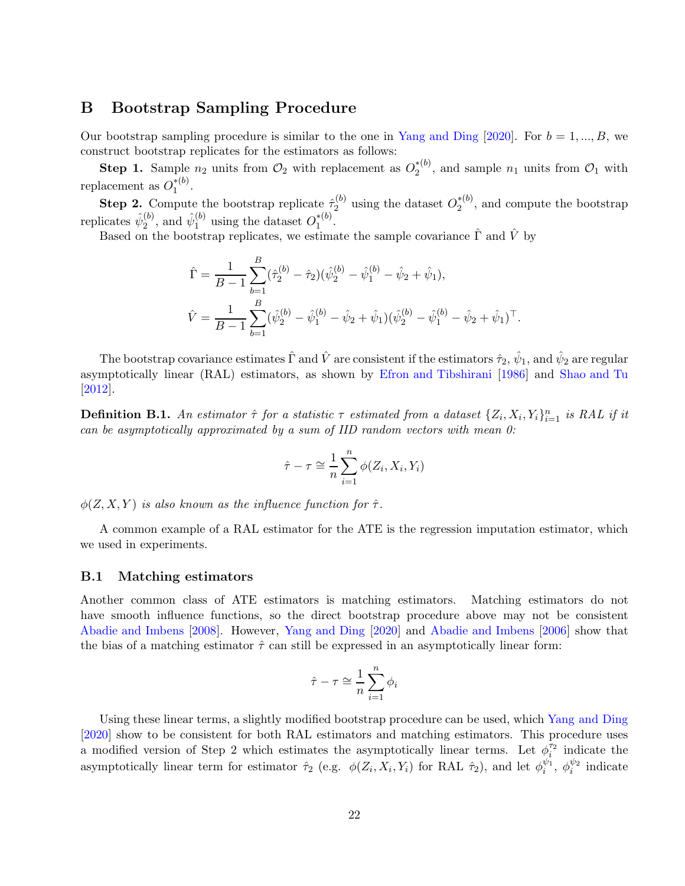## B Bootstrap Sampling Procedure

Our bootstrap sampling procedure is similar to the one in Yang and Ding [2020]. For $b = 1, ..., B$, we construct bootstrap replicates for the estimators as follows:

**Step 1.** Sample $n_2$ units from $\mathcal{O}_2$ with replacement as $O_2^{*(b)}$, and sample $n_1$ units from $\mathcal{O}_1$ with replacement as $O_1^{*(b)}$.

**Step 2.** Compute the bootstrap replicate $\hat{\tau}_2^{(b)}$ using the dataset $O_2^{*(b)}$, and compute the bootstrap replicates $\hat{\psi}_2^{(b)}$, and $\hat{\psi}_1^{(b)}$ using the dataset $O_1^{*(b)}$.

Based on the bootstrap replicates, we estimate the sample covariance $\hat{\Gamma}$ and $\hat{V}$ by

$$\hat{\Gamma} = \frac{1}{B-1}\sum_{b=1}^{B}(\hat{\tau}_2^{(b)} - \hat{\tau}_2)(\hat{\psi}_2^{(b)} - \hat{\psi}_1^{(b)} - \hat{\psi}_2 + \hat{\psi}_1),$$

$$\hat{V} = \frac{1}{B-1}\sum_{b=1}^{B}(\hat{\psi}_2^{(b)} - \hat{\psi}_1^{(b)} - \hat{\psi}_2 + \hat{\psi}_1)(\hat{\psi}_2^{(b)} - \hat{\psi}_1^{(b)} - \hat{\psi}_2 + \hat{\psi}_1)^\top.$$

The bootstrap covariance estimates $\hat{\Gamma}$ and $\hat{V}$ are consistent if the estimators $\hat{\tau}_2$, $\hat{\psi}_1$, and $\hat{\psi}_2$ are regular asymptotically linear (RAL) estimators, as shown by Efron and Tibshirani [1986] and Shao and Tu [2012].

**Definition B.1.** *An estimator $\hat{\tau}$ for a statistic $\tau$ estimated from a dataset $\{Z_i, X_i, Y_i\}_{i=1}^n$ is RAL if it can be asymptotically approximated by a sum of IID random vectors with mean 0:*

$$\hat{\tau} - \tau \cong \frac{1}{n}\sum_{i=1}^{n}\phi(Z_i, X_i, Y_i)$$

*$\phi(Z, X, Y)$ is also known as the influence function for $\hat{\tau}$.*

A common example of a RAL estimator for the ATE is the regression imputation estimator, which we used in experiments.

### B.1 Matching estimators

Another common class of ATE estimators is matching estimators. Matching estimators do not have smooth influence functions, so the direct bootstrap procedure above may not be consistent Abadie and Imbens [2008]. However, Yang and Ding [2020] and Abadie and Imbens [2006] show that the bias of a matching estimator $\hat{\tau}$ can still be expressed in an asymptotically linear form:

$$\hat{\tau} - \tau \cong \frac{1}{n}\sum_{i=1}^{n}\phi_i$$

Using these linear terms, a slightly modified bootstrap procedure can be used, which Yang and Ding [2020] show to be consistent for both RAL estimators and matching estimators. This procedure uses a modified version of Step 2 which estimates the asymptotically linear terms. Let $\phi_i^{\tau_2}$ indicate the asymptotically linear term for estimator $\hat{\tau}_2$ (e.g. $\phi(Z_i, X_i, Y_i)$ for RAL $\hat{\tau}_2$), and let $\phi_i^{\psi_1}$, $\phi_i^{\psi_2}$ indicate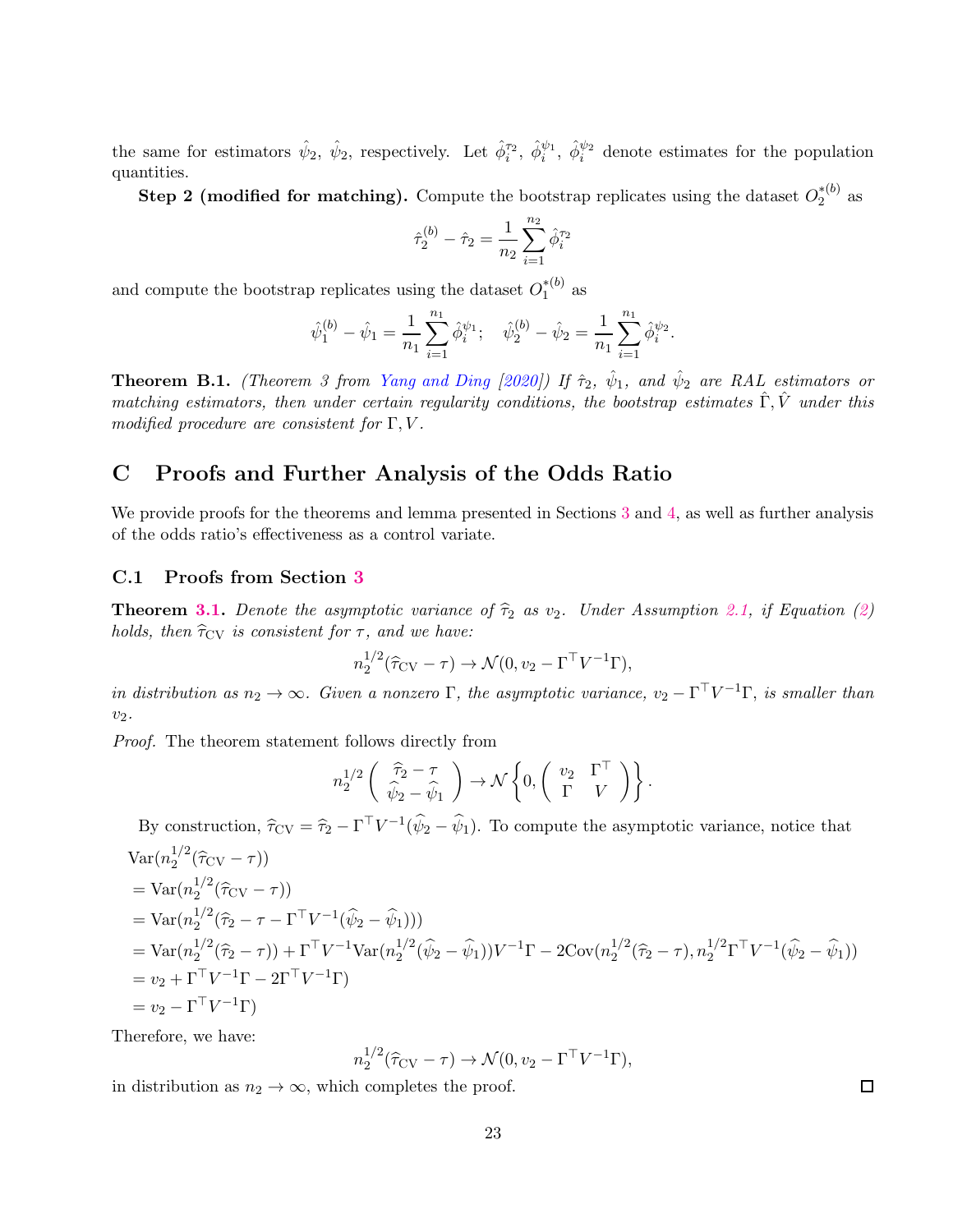the same for estimators $\hat{\psi}_2$, $\hat{\psi}_2$, respectively. Let $\hat{\phi}_i^{\tau_2}$, $\hat{\phi}_i^{\psi_1}$, $\hat{\phi}_i^{\psi_2}$ denote estimates for the population quantities.

**Step 2 (modified for matching).** Compute the bootstrap replicates using the dataset $O_2^{*(b)}$ as

$$\hat{\tau}_2^{(b)} - \hat{\tau}_2 = \frac{1}{n_2}\sum_{i=1}^{n_2} \hat{\phi}_i^{\tau_2}$$

and compute the bootstrap replicates using the dataset $O_1^{*(b)}$ as

$$\hat{\psi}_1^{(b)} - \hat{\psi}_1 = \frac{1}{n_1}\sum_{i=1}^{n_1} \hat{\phi}_i^{\psi_1}; \quad \hat{\psi}_2^{(b)} - \hat{\psi}_2 = \frac{1}{n_1}\sum_{i=1}^{n_1} \hat{\phi}_i^{\psi_2}.$$

**Theorem B.1.** *(Theorem 3 from Yang and Ding [2020]) If $\hat{\tau}_2$, $\hat{\psi}_1$, and $\hat{\psi}_2$ are RAL estimators or matching estimators, then under certain regularity conditions, the bootstrap estimates $\hat{\Gamma}, \hat{V}$ under this modified procedure are consistent for $\Gamma, V$.*

# C Proofs and Further Analysis of the Odds Ratio

We provide proofs for the theorems and lemma presented in Sections 3 and 4, as well as further analysis of the odds ratio's effectiveness as a control variate.

## C.1 Proofs from Section 3

**Theorem 3.1.** *Denote the asymptotic variance of $\widehat{\tau}_2$ as $v_2$. Under Assumption 2.1, if Equation (2) holds, then $\widehat{\tau}_{\text{CV}}$ is consistent for $\tau$, and we have:*

$$n_2^{1/2}(\widehat{\tau}_{\text{CV}} - \tau) \to \mathcal{N}(0, v_2 - \Gamma^\top V^{-1}\Gamma),$$

*in distribution as $n_2 \to \infty$. Given a nonzero $\Gamma$, the asymptotic variance, $v_2 - \Gamma^\top V^{-1}\Gamma$, is smaller than $v_2$.*

*Proof.* The theorem statement follows directly from

$$n_2^{1/2}\begin{pmatrix} \widehat{\tau}_2 - \tau \\ \widehat{\psi}_2 - \widehat{\psi}_1 \end{pmatrix} \to \mathcal{N}\left\{0, \begin{pmatrix} v_2 & \Gamma^\top \\ \Gamma & V \end{pmatrix}\right\}.$$

By construction, $\widehat{\tau}_{\text{CV}} = \widehat{\tau}_2 - \Gamma^\top V^{-1}(\widehat{\psi}_2 - \widehat{\psi}_1)$. To compute the asymptotic variance, notice that

$$\begin{aligned}
&\text{Var}(n_2^{1/2}(\widehat{\tau}_{\text{CV}} - \tau)) \\
&= \text{Var}(n_2^{1/2}(\widehat{\tau}_{\text{CV}} - \tau)) \\
&= \text{Var}(n_2^{1/2}(\widehat{\tau}_2 - \tau - \Gamma^\top V^{-1}(\widehat{\psi}_2 - \widehat{\psi}_1))) \\
&= \text{Var}(n_2^{1/2}(\widehat{\tau}_2 - \tau)) + \Gamma^\top V^{-1}\text{Var}(n_2^{1/2}(\widehat{\psi}_2 - \widehat{\psi}_1))V^{-1}\Gamma - 2\text{Cov}(n_2^{1/2}(\widehat{\tau}_2 - \tau), n_2^{1/2}\Gamma^\top V^{-1}(\widehat{\psi}_2 - \widehat{\psi}_1)) \\
&= v_2 + \Gamma^\top V^{-1}\Gamma - 2\Gamma^\top V^{-1}\Gamma) \\
&= v_2 - \Gamma^\top V^{-1}\Gamma)
\end{aligned}$$

Therefore, we have:

$$n_2^{1/2}(\widehat{\tau}_{\text{CV}} - \tau) \to \mathcal{N}(0, v_2 - \Gamma^\top V^{-1}\Gamma),$$

in distribution as $n_2 \to \infty$, which completes the proof. ∎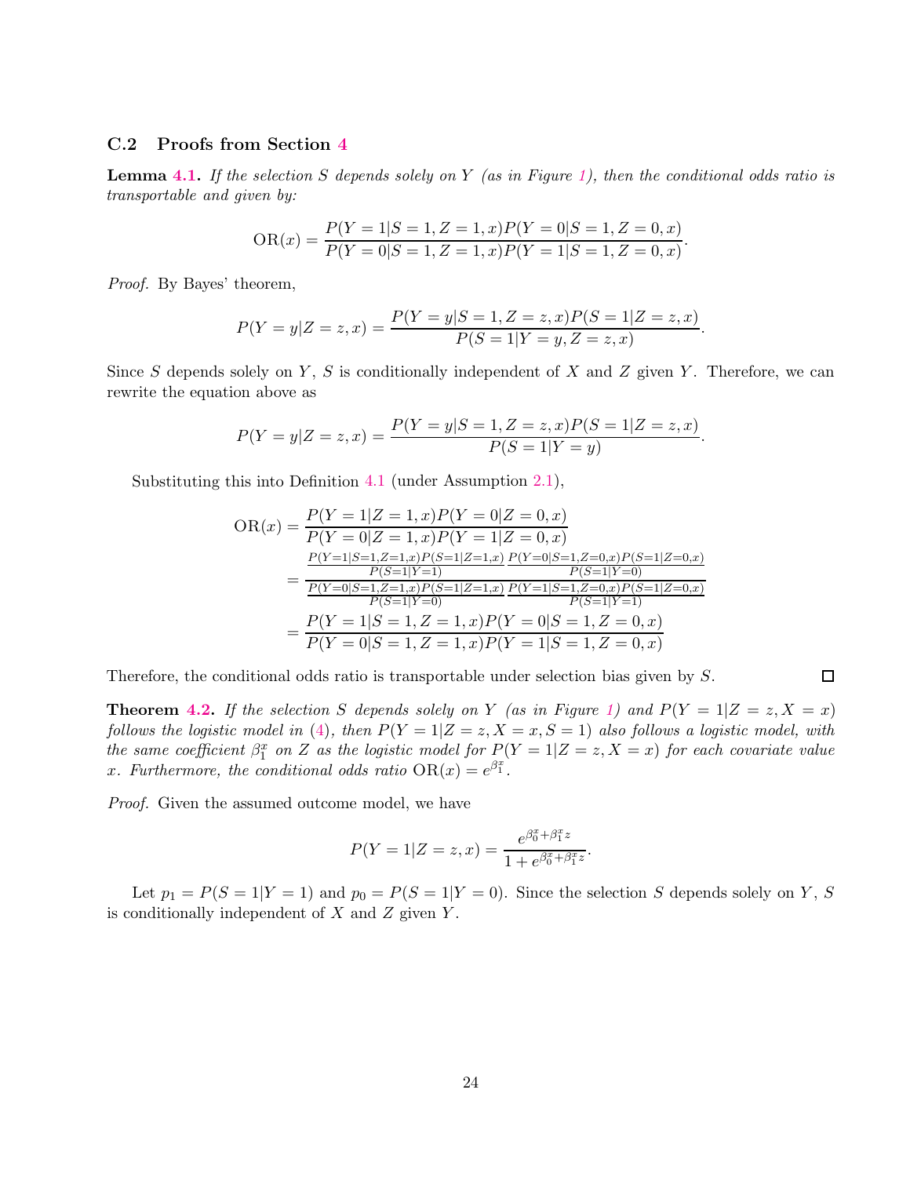### C.2 Proofs from Section 4

**Lemma 4.1.** *If the selection $S$ depends solely on $Y$ (as in Figure 1), then the conditional odds ratio is transportable and given by:*

$$\text{OR}(x) = \frac{P(Y=1|S=1,Z=1,x)P(Y=0|S=1,Z=0,x)}{P(Y=0|S=1,Z=1,x)P(Y=1|S=1,Z=0,x)}.$$

*Proof.* By Bayes' theorem,

$$P(Y=y|Z=z,x) = \frac{P(Y=y|S=1,Z=z,x)P(S=1|Z=z,x)}{P(S=1|Y=y,Z=z,x)}.$$

Since $S$ depends solely on $Y$, $S$ is conditionally independent of $X$ and $Z$ given $Y$. Therefore, we can rewrite the equation above as

$$P(Y=y|Z=z,x) = \frac{P(Y=y|S=1,Z=z,x)P(S=1|Z=z,x)}{P(S=1|Y=y)}.$$

Substituting this into Definition 4.1 (under Assumption 2.1),

$$\begin{aligned}
\text{OR}(x) &= \frac{P(Y=1|Z=1,x)P(Y=0|Z=0,x)}{P(Y=0|Z=1,x)P(Y=1|Z=0,x)} \\
&= \frac{\frac{P(Y=1|S=1,Z=1,x)P(S=1|Z=1,x)}{P(S=1|Y=1)}\frac{P(Y=0|S=1,Z=0,x)P(S=1|Z=0,x)}{P(S=1|Y=0)}}{\frac{P(Y=0|S=1,Z=1,x)P(S=1|Z=1,x)}{P(S=1|Y=0)}\frac{P(Y=1|S=1,Z=0,x)P(S=1|Z=0,x)}{P(S=1|Y=1)}} \\
&= \frac{P(Y=1|S=1,Z=1,x)P(Y=0|S=1,Z=0,x)}{P(Y=0|S=1,Z=1,x)P(Y=1|S=1,Z=0,x)}
\end{aligned}$$

Therefore, the conditional odds ratio is transportable under selection bias given by $S$. $\square$

**Theorem 4.2.** *If the selection $S$ depends solely on $Y$ (as in Figure 1) and $P(Y=1|Z=z,X=x)$ follows the logistic model in (4), then $P(Y=1|Z=z,X=x,S=1)$ also follows a logistic model, with the same coefficient $\beta_1^x$ on $Z$ as the logistic model for $P(Y=1|Z=z,X=x)$ for each covariate value $x$. Furthermore, the conditional odds ratio $\text{OR}(x) = e^{\beta_1^x}$.*

*Proof.* Given the assumed outcome model, we have

$$P(Y=1|Z=z,x) = \frac{e^{\beta_0^x+\beta_1^x z}}{1+e^{\beta_0^x+\beta_1^x z}}.$$

Let $p_1 = P(S=1|Y=1)$ and $p_0 = P(S=1|Y=0)$. Since the selection $S$ depends solely on $Y$, $S$ is conditionally independent of $X$ and $Z$ given $Y$.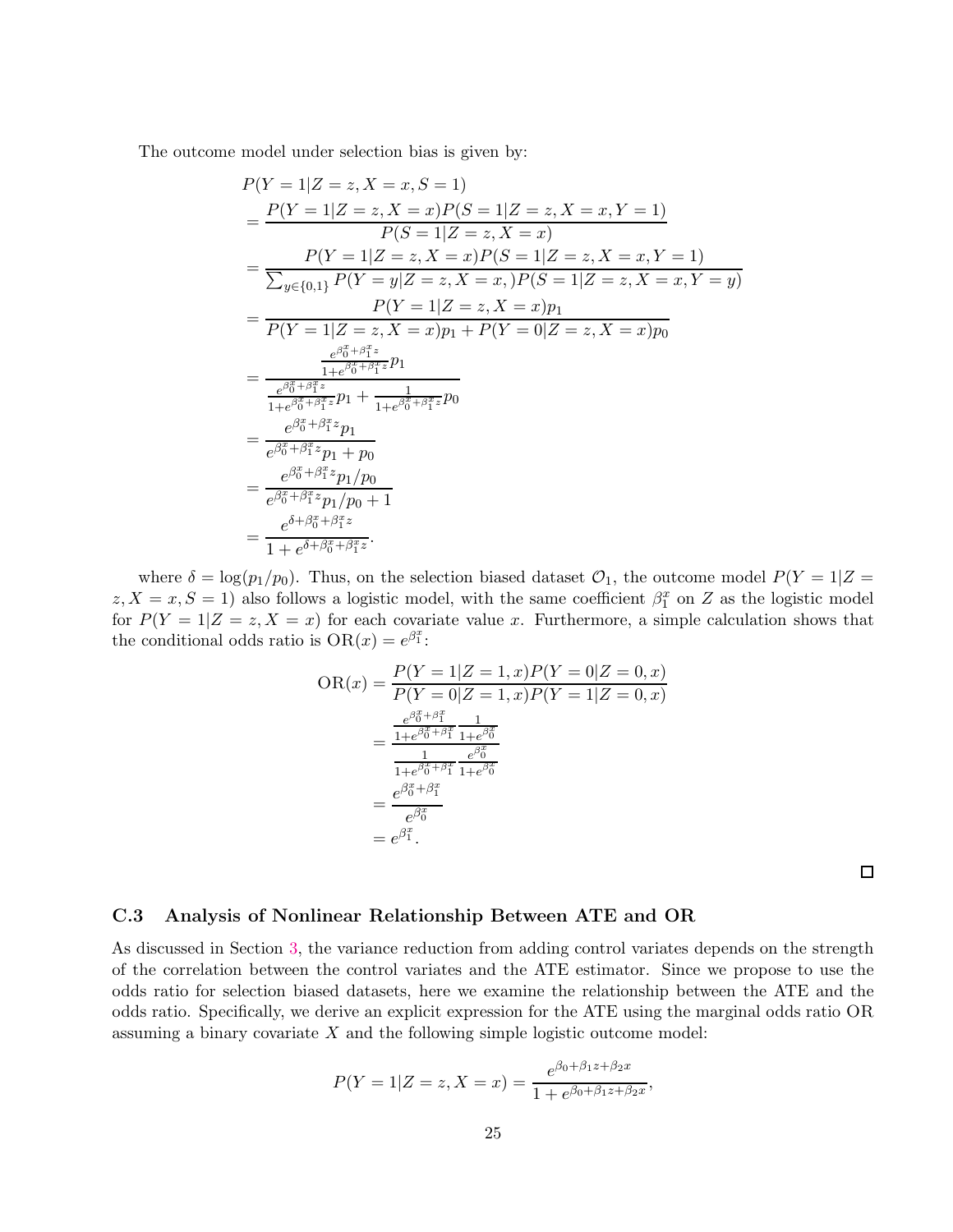The outcome model under selection bias is given by:

$$
\begin{aligned}
&P(Y=1|Z=z,X=x,S=1) \\
&= \frac{P(Y=1|Z=z,X=x)P(S=1|Z=z,X=x,Y=1)}{P(S=1|Z=z,X=x)} \\
&= \frac{P(Y=1|Z=z,X=x)P(S=1|Z=z,X=x,Y=1)}{\sum_{y\in\{0,1\}} P(Y=y|Z=z,X=x,)P(S=1|Z=z,X=x,Y=y)} \\
&= \frac{P(Y=1|Z=z,X=x)p_1}{P(Y=1|Z=z,X=x)p_1 + P(Y=0|Z=z,X=x)p_0} \\
&= \frac{\frac{e^{\beta_0^x+\beta_1^x z}}{1+e^{\beta_0^x+\beta_1^x z}}p_1}{\frac{e^{\beta_0^x+\beta_1^x z}}{1+e^{\beta_0^x+\beta_1^x z}}p_1 + \frac{1}{1+e^{\beta_0^x+\beta_1^x z}}p_0} \\
&= \frac{e^{\beta_0^x+\beta_1^x z}p_1}{e^{\beta_0^x+\beta_1^x z}p_1 + p_0} \\
&= \frac{e^{\beta_0^x+\beta_1^x z}p_1/p_0}{e^{\beta_0^x+\beta_1^x z}p_1/p_0 + 1} \\
&= \frac{e^{\delta+\beta_0^x+\beta_1^x z}}{1+e^{\delta+\beta_0^x+\beta_1^x z}}.
\end{aligned}
$$

where $\delta = \log(p_1/p_0)$. Thus, on the selection biased dataset $\mathcal{O}_1$, the outcome model $P(Y=1|Z=z,X=x,S=1)$ also follows a logistic model, with the same coefficient $\beta_1^x$ on $Z$ as the logistic model for $P(Y=1|Z=z,X=x)$ for each covariate value $x$. Furthermore, a simple calculation shows that the conditional odds ratio is $\mathrm{OR}(x) = e^{\beta_1^x}$:

$$
\begin{aligned}
\mathrm{OR}(x) &= \frac{P(Y=1|Z=1,x)P(Y=0|Z=0,x)}{P(Y=0|Z=1,x)P(Y=1|Z=0,x)} \\
&= \frac{\frac{e^{\beta_0^x+\beta_1^x}}{1+e^{\beta_0^x+\beta_1^x}}\frac{1}{1+e^{\beta_0^x}}}{\frac{1}{1+e^{\beta_0^x+\beta_1^x}}\frac{e^{\beta_0^x}}{1+e^{\beta_0^x}}} \\
&= \frac{e^{\beta_0^x+\beta_1^x}}{e^{\beta_0^x}} \\
&= e^{\beta_1^x}.
\end{aligned}
$$

□

### C.3 Analysis of Nonlinear Relationship Between ATE and OR

As discussed in Section 3, the variance reduction from adding control variates depends on the strength of the correlation between the control variates and the ATE estimator. Since we propose to use the odds ratio for selection biased datasets, here we examine the relationship between the ATE and the odds ratio. Specifically, we derive an explicit expression for the ATE using the marginal odds ratio OR assuming a binary covariate $X$ and the following simple logistic outcome model:

$$
P(Y=1|Z=z,X=x) = \frac{e^{\beta_0+\beta_1 z+\beta_2 x}}{1+e^{\beta_0+\beta_1 z+\beta_2 x}},
$$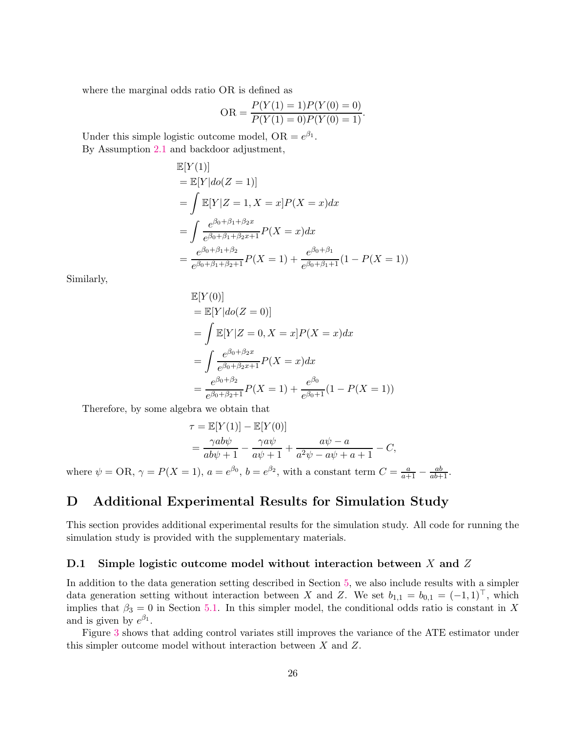where the marginal odds ratio OR is defined as

$$\text{OR} = \frac{P(Y(1)=1)P(Y(0)=0)}{P(Y(1)=0)P(Y(0)=1)}.$$

Under this simple logistic outcome model, $\text{OR} = e^{\beta_1}$.

By Assumption 2.1 and backdoor adjustment,

$$\begin{aligned}
&\mathbb{E}[Y(1)] \\
&= \mathbb{E}[Y|do(Z=1)] \\
&= \int \mathbb{E}[Y|Z=1, X=x]P(X=x)dx \\
&= \int \frac{e^{\beta_0+\beta_1+\beta_2 x}}{e^{\beta_0+\beta_1+\beta_2 x+1}} P(X=x)dx \\
&= \frac{e^{\beta_0+\beta_1+\beta_2}}{e^{\beta_0+\beta_1+\beta_2+1}} P(X=1) + \frac{e^{\beta_0+\beta_1}}{e^{\beta_0+\beta_1+1}}(1-P(X=1))
\end{aligned}$$

Similarly,

$$\begin{aligned}
&\mathbb{E}[Y(0)] \\
&= \mathbb{E}[Y|do(Z=0)] \\
&= \int \mathbb{E}[Y|Z=0, X=x]P(X=x)dx \\
&= \int \frac{e^{\beta_0+\beta_2 x}}{e^{\beta_0+\beta_2 x+1}} P(X=x)dx \\
&= \frac{e^{\beta_0+\beta_2}}{e^{\beta_0+\beta_2+1}} P(X=1) + \frac{e^{\beta_0}}{e^{\beta_0+1}}(1-P(X=1))
\end{aligned}$$

Therefore, by some algebra we obtain that

$$\begin{aligned}
\tau &= \mathbb{E}[Y(1)] - \mathbb{E}[Y(0)] \\
&= \frac{\gamma a b \psi}{a b \psi + 1} - \frac{\gamma a \psi}{a \psi + 1} + \frac{a\psi - a}{a^2\psi - a\psi + a + 1} - C,
\end{aligned}$$

where $\psi = \text{OR}$, $\gamma = P(X=1)$, $a = e^{\beta_0}$, $b = e^{\beta_2}$, with a constant term $C = \frac{a}{a+1} - \frac{ab}{ab+1}$.

# D Additional Experimental Results for Simulation Study

This section provides additional experimental results for the simulation study. All code for running the simulation study is provided with the supplementary materials.

## D.1 Simple logistic outcome model without interaction between $X$ and $Z$

In addition to the data generation setting described in Section 5, we also include results with a simpler data generation setting without interaction between $X$ and $Z$. We set $b_{1,1} = b_{0,1} = (-1, 1)^\top$, which implies that $\beta_3 = 0$ in Section 5.1. In this simpler model, the conditional odds ratio is constant in $X$ and is given by $e^{\beta_1}$.

Figure 3 shows that adding control variates still improves the variance of the ATE estimator under this simpler outcome model without interaction between $X$ and $Z$.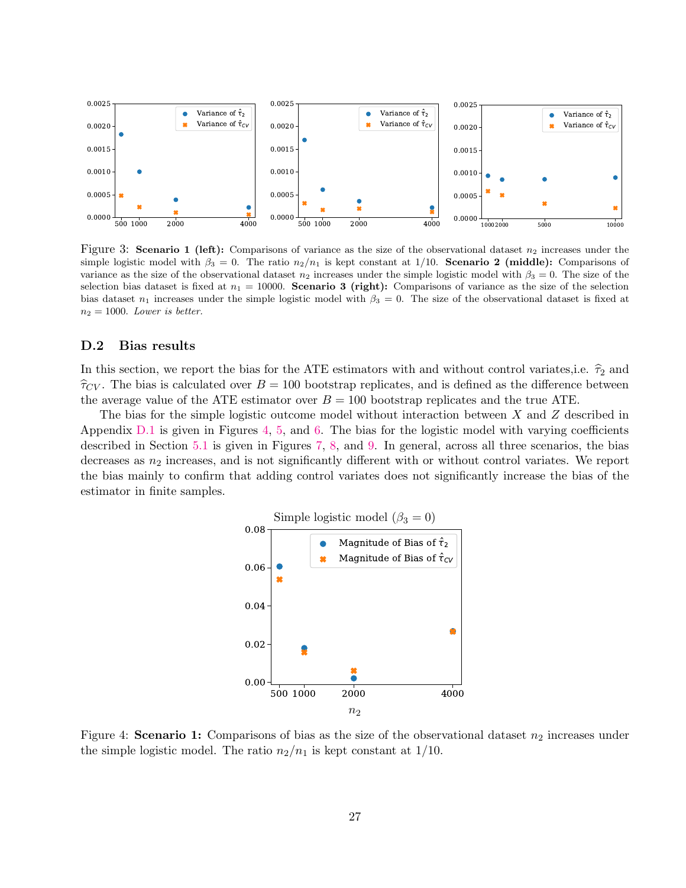Figure 3: **Scenario 1 (left):** Comparisons of variance as the size of the observational dataset $n_2$ increases under the simple logistic model with $\beta_3 = 0$. The ratio $n_2/n_1$ is kept constant at 1/10. **Scenario 2 (middle):** Comparisons of variance as the size of the observational dataset $n_2$ increases under the simple logistic model with $\beta_3 = 0$. The size of the selection bias dataset is fixed at $n_1 = 10000$. **Scenario 3 (right):** Comparisons of variance as the size of the selection bias dataset $n_1$ increases under the simple logistic model with $\beta_3 = 0$. The size of the observational dataset is fixed at $n_2 = 1000$. *Lower is better.*

### D.2 Bias results

In this section, we report the bias for the ATE estimators with and without control variates,i.e. $\widehat{\tau}_2$ and $\widehat{\tau}_{CV}$. The bias is calculated over $B = 100$ bootstrap replicates, and is defined as the difference between the average value of the ATE estimator over $B = 100$ bootstrap replicates and the true ATE.

The bias for the simple logistic outcome model without interaction between $X$ and $Z$ described in Appendix D.1 is given in Figures 4, 5, and 6. The bias for the logistic model with varying coefficients described in Section 5.1 is given in Figures 7, 8, and 9. In general, across all three scenarios, the bias decreases as $n_2$ increases, and is not significantly different with or without control variates. We report the bias mainly to confirm that adding control variates does not significantly increase the bias of the estimator in finite samples.

Figure 4: **Scenario 1:** Comparisons of bias as the size of the observational dataset $n_2$ increases under the simple logistic model. The ratio $n_2/n_1$ is kept constant at 1/10.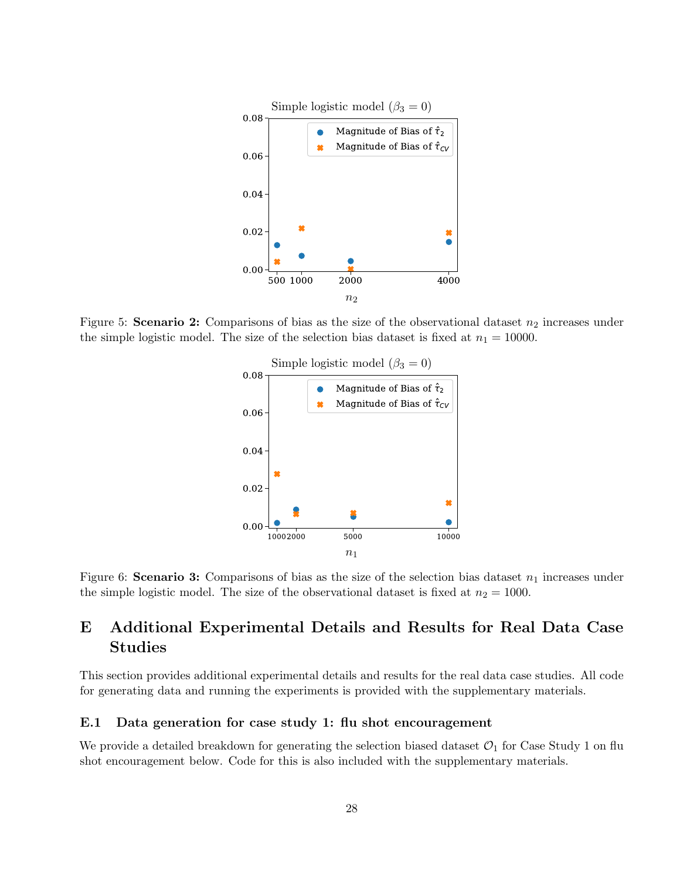Figure 5: **Scenario 2:** Comparisons of bias as the size of the observational dataset $n_2$ increases under the simple logistic model. The size of the selection bias dataset is fixed at $n_1 = 10000$.

Figure 6: **Scenario 3:** Comparisons of bias as the size of the selection bias dataset $n_1$ increases under the simple logistic model. The size of the observational dataset is fixed at $n_2 = 1000$.

# E Additional Experimental Details and Results for Real Data Case Studies

This section provides additional experimental details and results for the real data case studies. All code for generating data and running the experiments is provided with the supplementary materials.

## E.1 Data generation for case study 1: flu shot encouragement

We provide a detailed breakdown for generating the selection biased dataset $\mathcal{O}_1$ for Case Study 1 on flu shot encouragement below. Code for this is also included with the supplementary materials.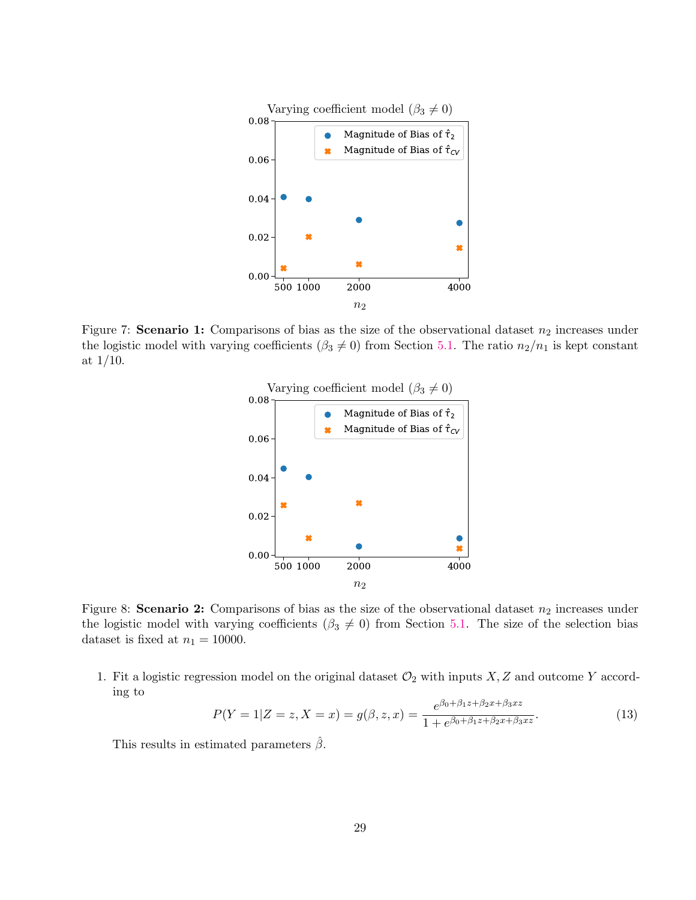Figure 7: **Scenario 1:** Comparisons of bias as the size of the observational dataset $n_2$ increases under the logistic model with varying coefficients ($\beta_3 \neq 0$) from Section 5.1. The ratio $n_2/n_1$ is kept constant at 1/10.

Figure 8: **Scenario 2:** Comparisons of bias as the size of the observational dataset $n_2$ increases under the logistic model with varying coefficients ($\beta_3 \neq 0$) from Section 5.1. The size of the selection bias dataset is fixed at $n_1 = 10000$.

1. Fit a logistic regression model on the original dataset $\mathcal{O}_2$ with inputs $X, Z$ and outcome $Y$ according to

$$P(Y = 1|Z = z, X = x) = g(\beta, z, x) = \frac{e^{\beta_0+\beta_1 z+\beta_2 x+\beta_3 xz}}{1 + e^{\beta_0+\beta_1 z+\beta_2 x+\beta_3 xz}}. \tag{13}$$

   This results in estimated parameters $\hat{\beta}$.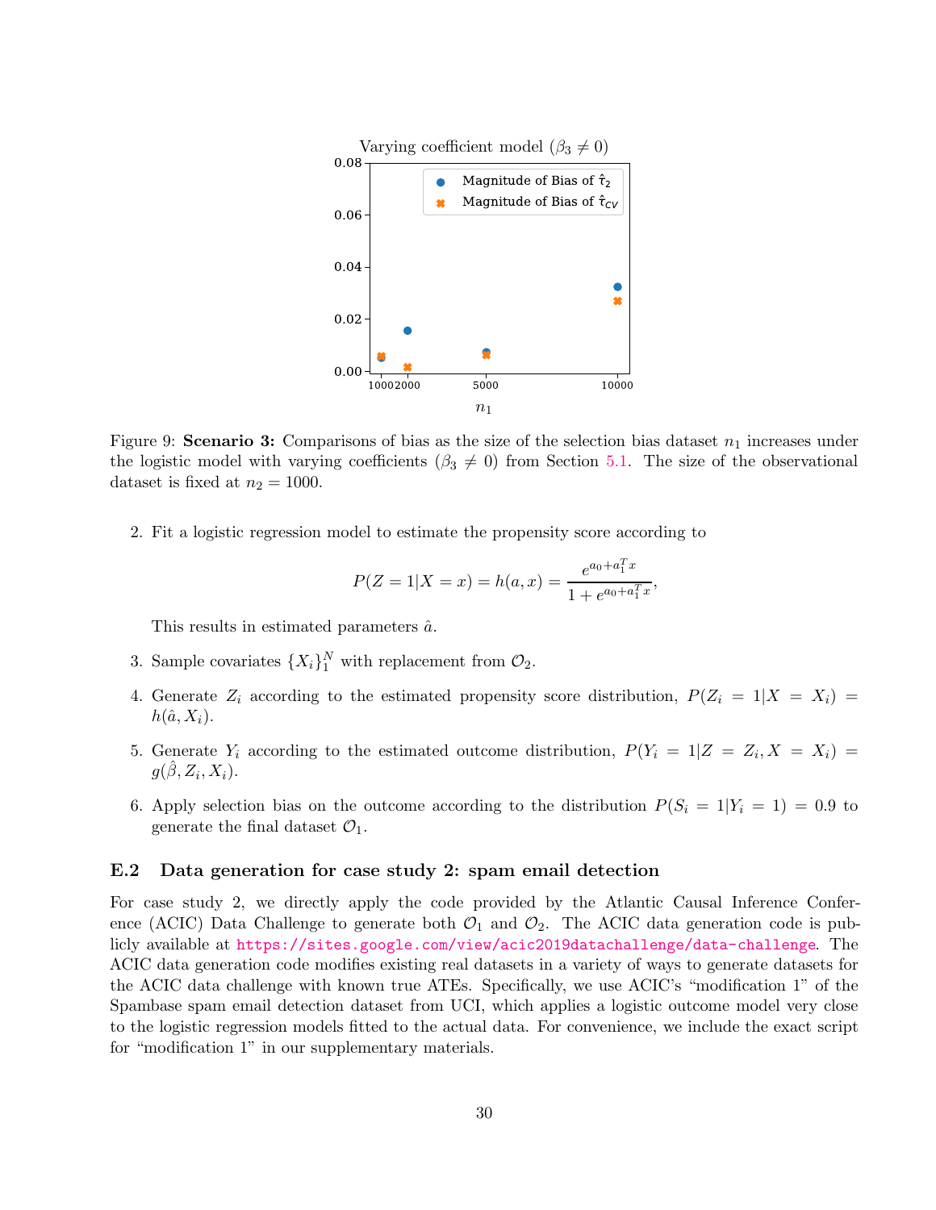Figure 9: **Scenario 3:** Comparisons of bias as the size of the selection bias dataset $n_1$ increases under the logistic model with varying coefficients ($\beta_3 \neq 0$) from Section 5.1. The size of the observational dataset is fixed at $n_2 = 1000$.

2. Fit a logistic regression model to estimate the propensity score according to

$$P(Z = 1|X = x) = h(a, x) = \frac{e^{a_0 + a_1^T x}}{1 + e^{a_0 + a_1^T x}},$$

   This results in estimated parameters $\hat{a}$.

3. Sample covariates $\{X_i\}_1^N$ with replacement from $\mathcal{O}_2$.

4. Generate $Z_i$ according to the estimated propensity score distribution, $P(Z_i = 1|X = X_i) = h(\hat{a}, X_i)$.

5. Generate $Y_i$ according to the estimated outcome distribution, $P(Y_i = 1|Z = Z_i, X = X_i) = g(\hat{\beta}, Z_i, X_i)$.

6. Apply selection bias on the outcome according to the distribution $P(S_i = 1|Y_i = 1) = 0.9$ to generate the final dataset $\mathcal{O}_1$.

### E.2 Data generation for case study 2: spam email detection

For case study 2, we directly apply the code provided by the Atlantic Causal Inference Conference (ACIC) Data Challenge to generate both $\mathcal{O}_1$ and $\mathcal{O}_2$. The ACIC data generation code is publicly available at https://sites.google.com/view/acic2019datachallenge/data-challenge. The ACIC data generation code modifies existing real datasets in a variety of ways to generate datasets for the ACIC data challenge with known true ATEs. Specifically, we use ACIC's "modification 1" of the Spambase spam email detection dataset from UCI, which applies a logistic outcome model very close to the logistic regression models fitted to the actual data. For convenience, we include the exact script for "modification 1" in our supplementary materials.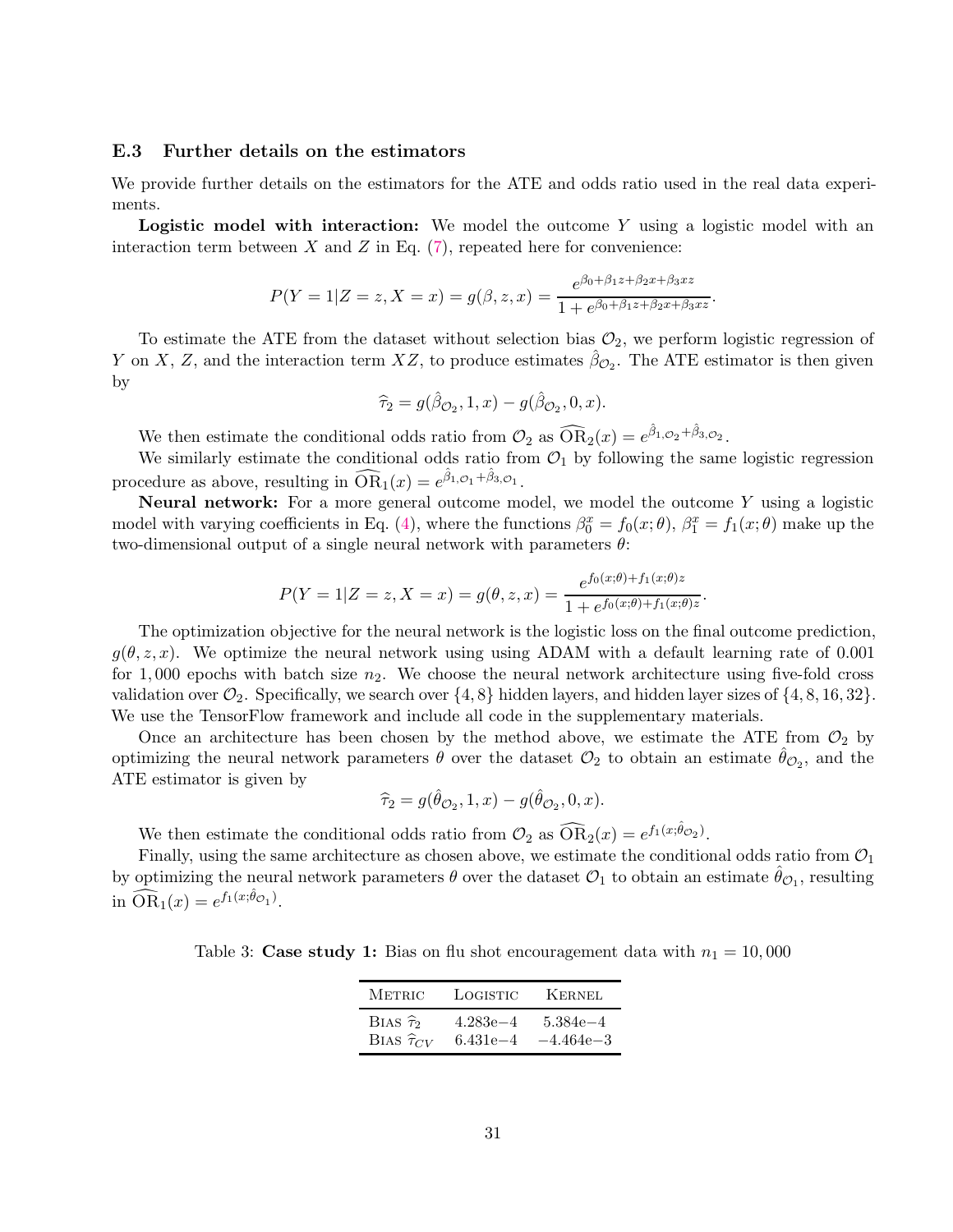### E.3 Further details on the estimators

We provide further details on the estimators for the ATE and odds ratio used in the real data experiments.

**Logistic model with interaction:** We model the outcome $Y$ using a logistic model with an interaction term between $X$ and $Z$ in Eq. (7), repeated here for convenience:

$$P(Y=1|Z=z,X=x)=g(\beta,z,x)=\frac{e^{\beta_0+\beta_1 z+\beta_2 x+\beta_3 xz}}{1+e^{\beta_0+\beta_1 z+\beta_2 x+\beta_3 xz}}.$$

To estimate the ATE from the dataset without selection bias $\mathcal{O}_2$, we perform logistic regression of $Y$ on $X$, $Z$, and the interaction term $XZ$, to produce estimates $\hat{\beta}_{\mathcal{O}_2}$. The ATE estimator is then given by

$$\widehat{\tau}_2 = g(\hat{\beta}_{\mathcal{O}_2},1,x)-g(\hat{\beta}_{\mathcal{O}_2},0,x).$$

We then estimate the conditional odds ratio from $\mathcal{O}_2$ as $\widehat{\mathrm{OR}}_2(x)=e^{\hat{\beta}_{1,\mathcal{O}_2}+\hat{\beta}_{3,\mathcal{O}_2}}$.

We similarly estimate the conditional odds ratio from $\mathcal{O}_1$ by following the same logistic regression procedure as above, resulting in $\widehat{\mathrm{OR}}_1(x)=e^{\hat{\beta}_{1,\mathcal{O}_1}+\hat{\beta}_{3,\mathcal{O}_1}}$.

**Neural network:** For a more general outcome model, we model the outcome $Y$ using a logistic model with varying coefficients in Eq. (4), where the functions $\beta_0^x=f_0(x;\theta)$, $\beta_1^x=f_1(x;\theta)$ make up the two-dimensional output of a single neural network with parameters $\theta$:

$$P(Y=1|Z=z,X=x)=g(\theta,z,x)=\frac{e^{f_0(x;\theta)+f_1(x;\theta)z}}{1+e^{f_0(x;\theta)+f_1(x;\theta)z}}.$$

The optimization objective for the neural network is the logistic loss on the final outcome prediction, $g(\theta,z,x)$. We optimize the neural network using using ADAM with a default learning rate of 0.001 for 1,000 epochs with batch size $n_2$. We choose the neural network architecture using five-fold cross validation over $\mathcal{O}_2$. Specifically, we search over $\{4,8\}$ hidden layers, and hidden layer sizes of $\{4,8,16,32\}$. We use the TensorFlow framework and include all code in the supplementary materials.

Once an architecture has been chosen by the method above, we estimate the ATE from $\mathcal{O}_2$ by optimizing the neural network parameters $\theta$ over the dataset $\mathcal{O}_2$ to obtain an estimate $\hat{\theta}_{\mathcal{O}_2}$, and the ATE estimator is given by

$$\widehat{\tau}_2 = g(\hat{\theta}_{\mathcal{O}_2},1,x)-g(\hat{\theta}_{\mathcal{O}_2},0,x).$$

We then estimate the conditional odds ratio from $\mathcal{O}_2$ as $\widehat{\mathrm{OR}}_2(x)=e^{f_1(x;\hat{\theta}_{\mathcal{O}_2})}$.

Finally, using the same architecture as chosen above, we estimate the conditional odds ratio from $\mathcal{O}_1$ by optimizing the neural network parameters $\theta$ over the dataset $\mathcal{O}_1$ to obtain an estimate $\hat{\theta}_{\mathcal{O}_1}$, resulting in $\widehat{\mathrm{OR}}_1(x)=e^{f_1(x;\hat{\theta}_{\mathcal{O}_1})}$.

Table 3: **Case study 1:** Bias on flu shot encouragement data with $n_1 = 10,000$

| Metric | Logistic | Kernel |
|---|---|---|
| Bias $\widehat{\tau}_2$ | 4.283e−4 | 5.384e−4 |
| Bias $\widehat{\tau}_{CV}$ | 6.431e−4 | −4.464e−3 |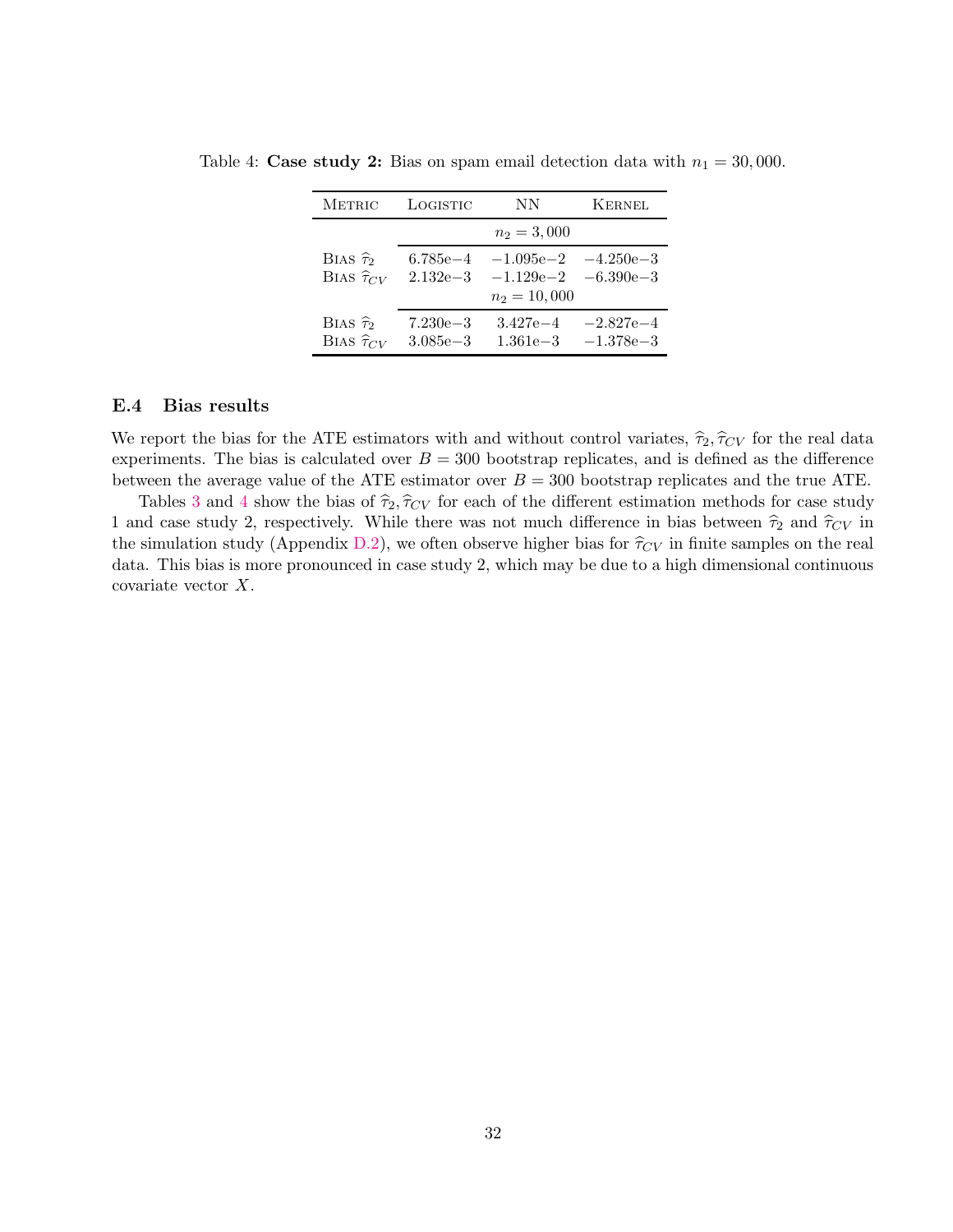Table 4: **Case study 2:** Bias on spam email detection data with $n_1 = 30,000$.

| Metric | Logistic | NN | Kernel |
|---|---|---|---|
| | | $n_2 = 3,000$ | |
| Bias $\widehat{\tau}_2$ | 6.785e−4 | −1.095e−2 | −4.250e−3 |
| Bias $\widehat{\tau}_{CV}$ | 2.132e−3 | −1.129e−2 | −6.390e−3 |
| | | $n_2 = 10,000$ | |
| Bias $\widehat{\tau}_2$ | 7.230e−3 | 3.427e−4 | −2.827e−4 |
| Bias $\widehat{\tau}_{CV}$ | 3.085e−3 | 1.361e−3 | −1.378e−3 |

### E.4 Bias results

We report the bias for the ATE estimators with and without control variates, $\widehat{\tau}_2, \widehat{\tau}_{CV}$ for the real data experiments. The bias is calculated over $B = 300$ bootstrap replicates, and is defined as the difference between the average value of the ATE estimator over $B = 300$ bootstrap replicates and the true ATE.

Tables 3 and 4 show the bias of $\widehat{\tau}_2, \widehat{\tau}_{CV}$ for each of the different estimation methods for case study 1 and case study 2, respectively. While there was not much difference in bias between $\widehat{\tau}_2$ and $\widehat{\tau}_{CV}$ in the simulation study (Appendix D.2), we often observe higher bias for $\widehat{\tau}_{CV}$ in finite samples on the real data. This bias is more pronounced in case study 2, which may be due to a high dimensional continuous covariate vector $X$.